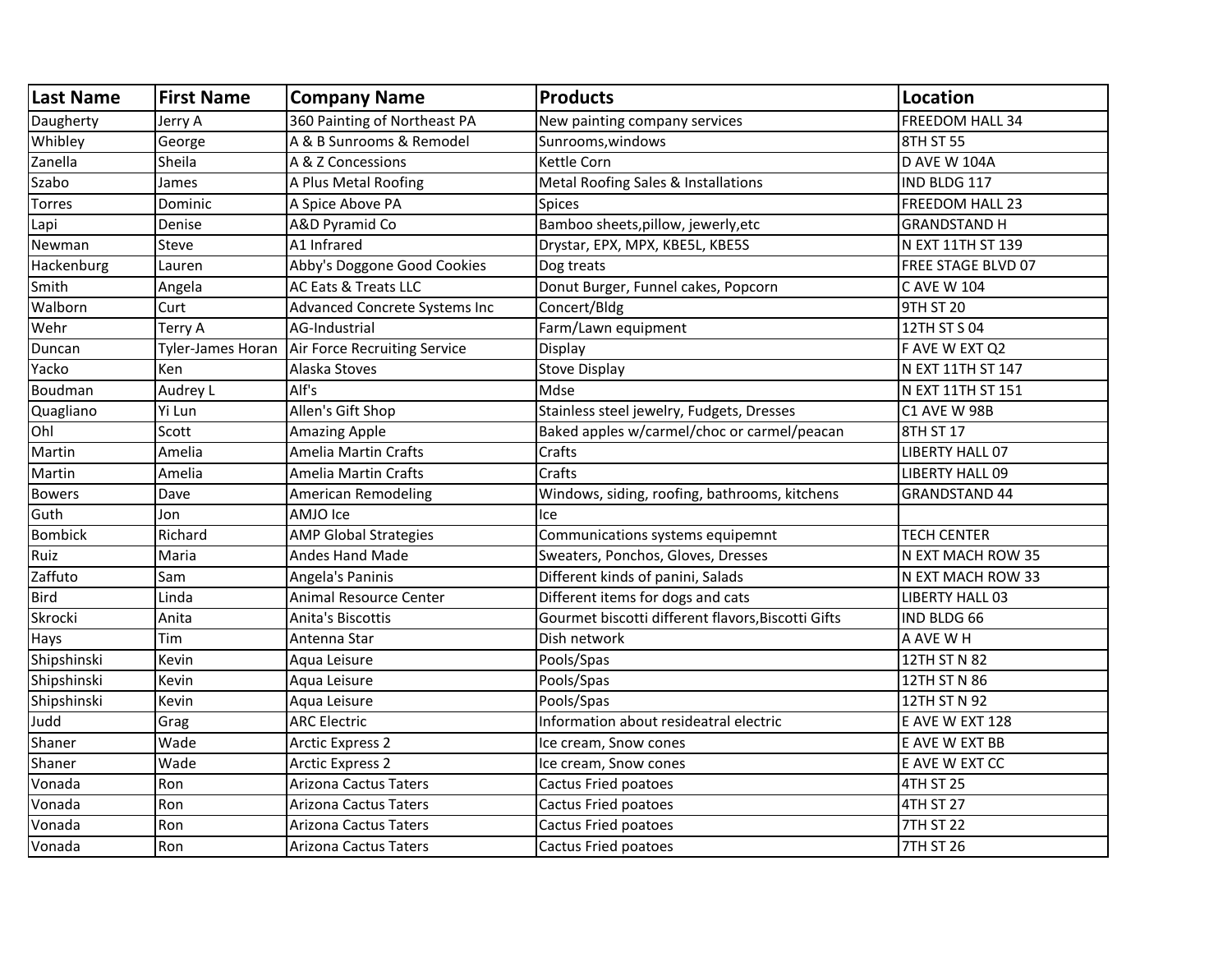| Last Name | First Name | Company Name | Products | Location |
|---|---|---|---|---|
| Daugherty | Jerry A | 360 Painting of Northeast PA | New painting company services | FREEDOM HALL 34 |
| Whibley | George | A & B Sunrooms & Remodel | Sunrooms,windows | 8TH ST 55 |
| Zanella | Sheila | A & Z Concessions | Kettle Corn | D AVE W 104A |
| Szabo | James | A Plus Metal Roofing | Metal Roofing Sales & Installations | IND BLDG 117 |
| Torres | Dominic | A Spice Above PA | Spices | FREEDOM HALL 23 |
| Lapi | Denise | A&D Pyramid Co | Bamboo sheets,pillow, jewerly,etc | GRANDSTAND H |
| Newman | Steve | A1 Infrared | Drystar, EPX, MPX, KBE5L, KBE5S | N EXT 11TH ST 139 |
| Hackenburg | Lauren | Abby's Doggone Good Cookies | Dog treats | FREE STAGE BLVD 07 |
| Smith | Angela | AC Eats & Treats LLC | Donut Burger, Funnel cakes, Popcorn | C AVE W 104 |
| Walborn | Curt | Advanced Concrete Systems Inc | Concert/Bldg | 9TH ST 20 |
| Wehr | Terry A | AG-Industrial | Farm/Lawn equipment | 12TH ST S 04 |
| Duncan | Tyler-James Horan | Air Force Recruiting Service | Display | F AVE W EXT Q2 |
| Yacko | Ken | Alaska Stoves | Stove Display | N EXT 11TH ST 147 |
| Boudman | Audrey L | Alf's | Mdse | N EXT 11TH ST 151 |
| Quagliano | Yi Lun | Allen's Gift Shop | Stainless steel jewelry, Fudgets, Dresses | C1 AVE W 98B |
| Ohl | Scott | Amazing Apple | Baked apples w/carmel/choc or carmel/peacan | 8TH ST 17 |
| Martin | Amelia | Amelia Martin Crafts | Crafts | LIBERTY HALL 07 |
| Martin | Amelia | Amelia Martin Crafts | Crafts | LIBERTY HALL 09 |
| Bowers | Dave | American Remodeling | Windows, siding, roofing, bathrooms, kitchens | GRANDSTAND 44 |
| Guth | Jon | AMJO Ice | Ice | |
| Bombick | Richard | AMP Global Strategies | Communications systems equipemnt | TECH CENTER |
| Ruiz | Maria | Andes Hand Made | Sweaters, Ponchos, Gloves, Dresses | N EXT MACH ROW 35 |
| Zaffuto | Sam | Angela's Paninis | Different kinds of panini, Salads | N EXT MACH ROW 33 |
| Bird | Linda | Animal Resource Center | Different items for dogs and cats | LIBERTY HALL 03 |
| Skrocki | Anita | Anita's Biscottis | Gourmet biscotti different flavors,Biscotti Gifts | IND BLDG 66 |
| Hays | Tim | Antenna Star | Dish network | A AVE W H |
| Shipshinski | Kevin | Aqua Leisure | Pools/Spas | 12TH ST N 82 |
| Shipshinski | Kevin | Aqua Leisure | Pools/Spas | 12TH ST N 86 |
| Shipshinski | Kevin | Aqua Leisure | Pools/Spas | 12TH ST N 92 |
| Judd | Grag | ARC Electric | Information about resideatral electric | E AVE W EXT 128 |
| Shaner | Wade | Arctic Express 2 | Ice cream, Snow cones | E AVE W EXT BB |
| Shaner | Wade | Arctic Express 2 | Ice cream, Snow cones | E AVE W EXT CC |
| Vonada | Ron | Arizona Cactus Taters | Cactus Fried poatoes | 4TH ST 25 |
| Vonada | Ron | Arizona Cactus Taters | Cactus Fried poatoes | 4TH ST 27 |
| Vonada | Ron | Arizona Cactus Taters | Cactus Fried poatoes | 7TH ST 22 |
| Vonada | Ron | Arizona Cactus Taters | Cactus Fried poatoes | 7TH ST 26 |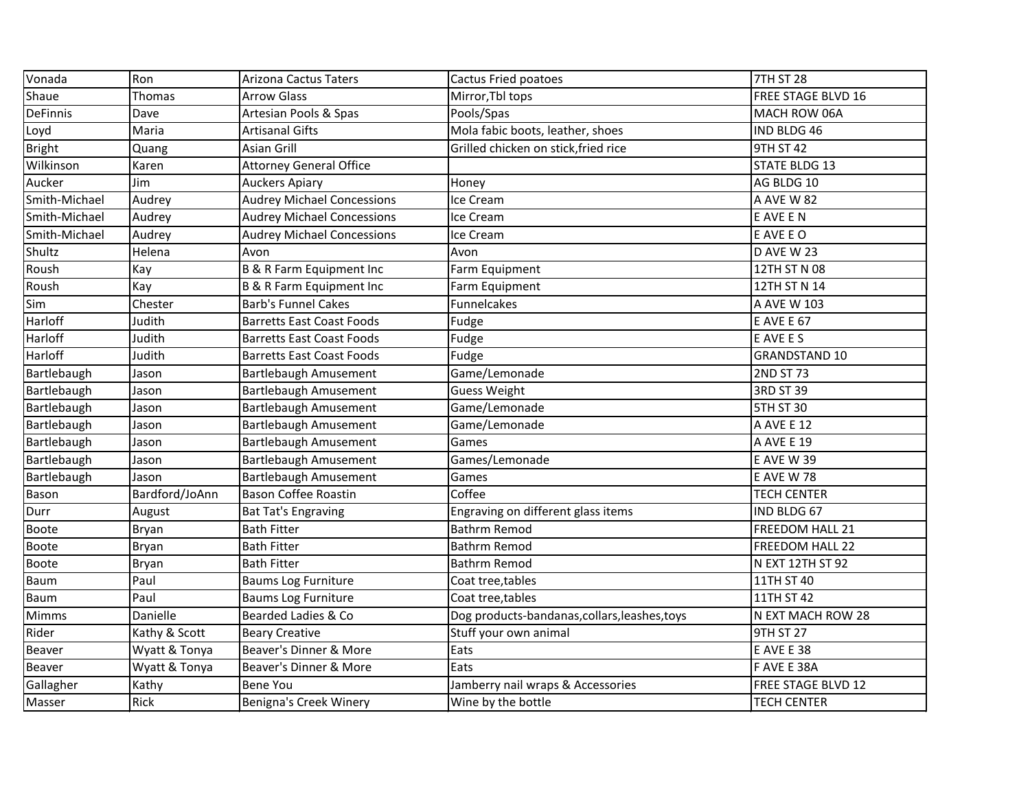| | | | | |
|---|---|---|---|---|
| Vonada | Ron | Arizona Cactus Taters | Cactus Fried poatoes | 7TH ST 28 |
| Shaue | Thomas | Arrow Glass | Mirror,Tbl tops | FREE STAGE BLVD 16 |
| DeFinnis | Dave | Artesian Pools & Spas | Pools/Spas | MACH ROW 06A |
| Loyd | Maria | Artisanal Gifts | Mola fabic boots, leather, shoes | IND BLDG 46 |
| Bright | Quang | Asian Grill | Grilled chicken on stick,fried rice | 9TH ST 42 |
| Wilkinson | Karen | Attorney General Office | | STATE BLDG 13 |
| Aucker | Jim | Auckers Apiary | Honey | AG BLDG 10 |
| Smith-Michael | Audrey | Audrey Michael Concessions | Ice Cream | A AVE W 82 |
| Smith-Michael | Audrey | Audrey Michael Concessions | Ice Cream | E AVE E N |
| Smith-Michael | Audrey | Audrey Michael Concessions | Ice Cream | E AVE E O |
| Shultz | Helena | Avon | Avon | D AVE W 23 |
| Roush | Kay | B & R Farm Equipment Inc | Farm Equipment | 12TH ST N 08 |
| Roush | Kay | B & R Farm Equipment Inc | Farm Equipment | 12TH ST N 14 |
| Sim | Chester | Barb's Funnel Cakes | Funnelcakes | A AVE W 103 |
| Harloff | Judith | Barretts East Coast Foods | Fudge | E AVE E 67 |
| Harloff | Judith | Barretts East Coast Foods | Fudge | E AVE E S |
| Harloff | Judith | Barretts East Coast Foods | Fudge | GRANDSTAND 10 |
| Bartlebaugh | Jason | Bartlebaugh Amusement | Game/Lemonade | 2ND ST 73 |
| Bartlebaugh | Jason | Bartlebaugh Amusement | Guess Weight | 3RD ST 39 |
| Bartlebaugh | Jason | Bartlebaugh Amusement | Game/Lemonade | 5TH ST 30 |
| Bartlebaugh | Jason | Bartlebaugh Amusement | Game/Lemonade | A AVE E 12 |
| Bartlebaugh | Jason | Bartlebaugh Amusement | Games | A AVE E 19 |
| Bartlebaugh | Jason | Bartlebaugh Amusement | Games/Lemonade | E AVE W 39 |
| Bartlebaugh | Jason | Bartlebaugh Amusement | Games | E AVE W 78 |
| Bason | Bardford/JoAnn | Bason Coffee Roastin | Coffee | TECH CENTER |
| Durr | August | Bat Tat's Engraving | Engraving on different glass items | IND BLDG 67 |
| Boote | Bryan | Bath Fitter | Bathrm Remod | FREEDOM HALL 21 |
| Boote | Bryan | Bath Fitter | Bathrm Remod | FREEDOM HALL 22 |
| Boote | Bryan | Bath Fitter | Bathrm Remod | N EXT 12TH ST 92 |
| Baum | Paul | Baums Log Furniture | Coat tree,tables | 11TH ST 40 |
| Baum | Paul | Baums Log Furniture | Coat tree,tables | 11TH ST 42 |
| Mimms | Danielle | Bearded Ladies & Co | Dog products-bandanas,collars,leashes,toys | N EXT MACH ROW 28 |
| Rider | Kathy & Scott | Beary Creative | Stuff your own animal | 9TH ST 27 |
| Beaver | Wyatt & Tonya | Beaver's Dinner & More | Eats | E AVE E 38 |
| Beaver | Wyatt & Tonya | Beaver's Dinner & More | Eats | F AVE E 38A |
| Gallagher | Kathy | Bene You | Jamberry nail wraps & Accessories | FREE STAGE BLVD 12 |
| Masser | Rick | Benigna's Creek Winery | Wine by the bottle | TECH CENTER |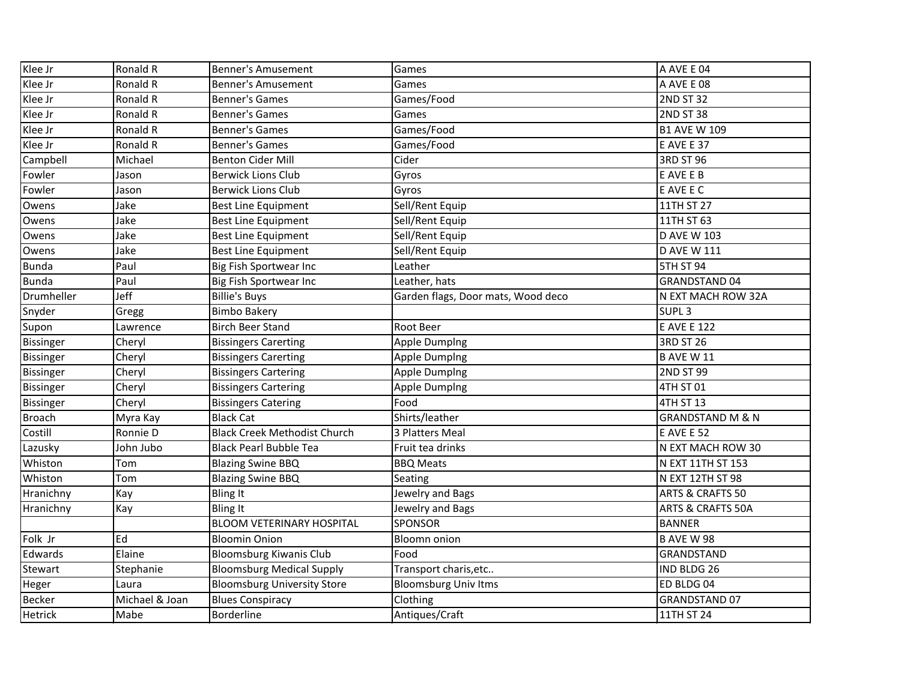| | | | | |
|---|---|---|---|---|
| Klee Jr | Ronald R | Benner's Amusement | Games | A AVE E 04 |
| Klee Jr | Ronald R | Benner's Amusement | Games | A AVE E 08 |
| Klee Jr | Ronald R | Benner's Games | Games/Food | 2ND ST 32 |
| Klee Jr | Ronald R | Benner's Games | Games | 2ND ST 38 |
| Klee Jr | Ronald R | Benner's Games | Games/Food | B1 AVE W 109 |
| Klee Jr | Ronald R | Benner's Games | Games/Food | E AVE E 37 |
| Campbell | Michael | Benton Cider Mill | Cider | 3RD ST 96 |
| Fowler | Jason | Berwick Lions Club | Gyros | E AVE E B |
| Fowler | Jason | Berwick Lions Club | Gyros | E AVE E C |
| Owens | Jake | Best Line Equipment | Sell/Rent Equip | 11TH ST 27 |
| Owens | Jake | Best Line Equipment | Sell/Rent Equip | 11TH ST 63 |
| Owens | Jake | Best Line Equipment | Sell/Rent Equip | D AVE W 103 |
| Owens | Jake | Best Line Equipment | Sell/Rent Equip | D AVE W 111 |
| Bunda | Paul | Big Fish Sportwear Inc | Leather | 5TH ST 94 |
| Bunda | Paul | Big Fish Sportwear Inc | Leather, hats | GRANDSTAND 04 |
| Drumheller | Jeff | Billie's Buys | Garden flags, Door mats, Wood deco | N EXT MACH ROW 32A |
| Snyder | Gregg | Bimbo Bakery | | SUPL 3 |
| Supon | Lawrence | Birch Beer Stand | Root Beer | E AVE E 122 |
| Bissinger | Cheryl | Bissingers Carerting | Apple Dumplng | 3RD ST 26 |
| Bissinger | Cheryl | Bissingers Carerting | Apple Dumplng | B AVE W 11 |
| Bissinger | Cheryl | Bissingers Cartering | Apple Dumplng | 2ND ST 99 |
| Bissinger | Cheryl | Bissingers Cartering | Apple Dumplng | 4TH ST 01 |
| Bissinger | Cheryl | Bissingers Catering | Food | 4TH ST 13 |
| Broach | Myra Kay | Black Cat | Shirts/leather | GRANDSTAND M & N |
| Costill | Ronnie D | Black Creek Methodist Church | 3 Platters Meal | E AVE E 52 |
| Lazusky | John Jubo | Black Pearl Bubble Tea | Fruit tea drinks | N EXT MACH ROW 30 |
| Whiston | Tom | Blazing Swine BBQ | BBQ Meats | N EXT 11TH ST 153 |
| Whiston | Tom | Blazing Swine BBQ | Seating | N EXT 12TH ST 98 |
| Hranichny | Kay | Bling It | Jewelry and Bags | ARTS & CRAFTS 50 |
| Hranichny | Kay | Bling It | Jewelry and Bags | ARTS & CRAFTS 50A |
| | | BLOOM VETERINARY HOSPITAL | SPONSOR | BANNER |
| Folk Jr | Ed | Bloomin Onion | Bloomn onion | B AVE W 98 |
| Edwards | Elaine | Bloomsburg Kiwanis Club | Food | GRANDSTAND |
| Stewart | Stephanie | Bloomsburg Medical Supply | Transport charis,etc.. | IND BLDG 26 |
| Heger | Laura | Bloomsburg University Store | Bloomsburg Univ Itms | ED BLDG 04 |
| Becker | Michael & Joan | Blues Conspiracy | Clothing | GRANDSTAND 07 |
| Hetrick | Mabe | Borderline | Antiques/Craft | 11TH ST 24 |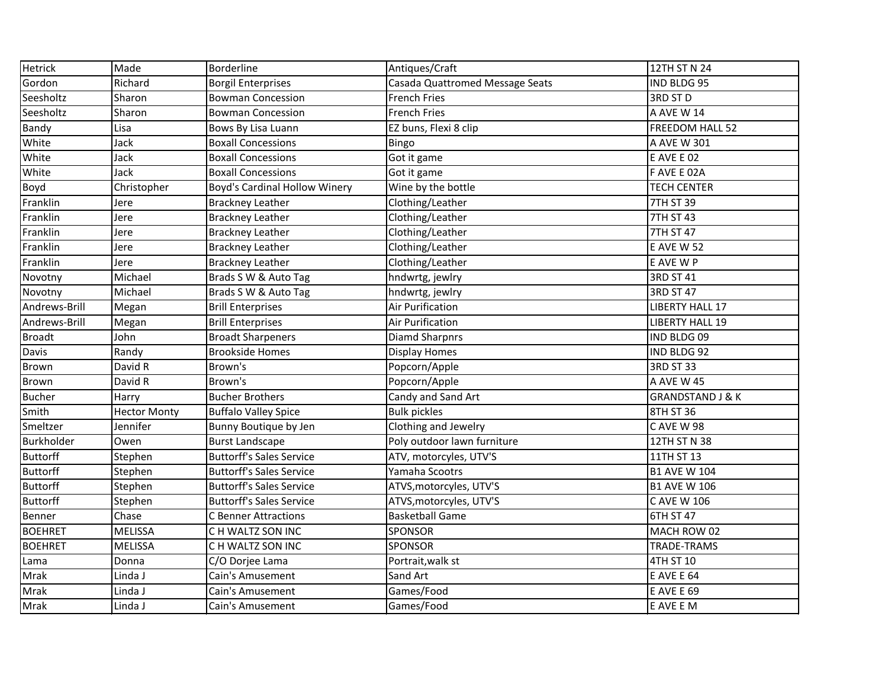| Hetrick | Made | Borderline | Antiques/Craft | 12TH ST N 24 |
|---|---|---|---|---|
| Gordon | Richard | Borgil Enterprises | Casada Quattromed Message Seats | IND BLDG 95 |
| Seesholtz | Sharon | Bowman Concession | French Fries | 3RD ST D |
| Seesholtz | Sharon | Bowman Concession | French Fries | A AVE W 14 |
| Bandy | Lisa | Bows By Lisa Luann | EZ buns, Flexi 8 clip | FREEDOM HALL 52 |
| White | Jack | Boxall Concessions | Bingo | A AVE W 301 |
| White | Jack | Boxall Concessions | Got it game | E AVE E 02 |
| White | Jack | Boxall Concessions | Got it game | F AVE E 02A |
| Boyd | Christopher | Boyd's Cardinal Hollow Winery | Wine by the bottle | TECH CENTER |
| Franklin | Jere | Brackney Leather | Clothing/Leather | 7TH ST 39 |
| Franklin | Jere | Brackney Leather | Clothing/Leather | 7TH ST 43 |
| Franklin | Jere | Brackney Leather | Clothing/Leather | 7TH ST 47 |
| Franklin | Jere | Brackney Leather | Clothing/Leather | E AVE W 52 |
| Franklin | Jere | Brackney Leather | Clothing/Leather | E AVE W P |
| Novotny | Michael | Brads S W & Auto Tag | hndwrtg, jewlry | 3RD ST 41 |
| Novotny | Michael | Brads S W & Auto Tag | hndwrtg, jewlry | 3RD ST 47 |
| Andrews-Brill | Megan | Brill Enterprises | Air Purification | LIBERTY HALL 17 |
| Andrews-Brill | Megan | Brill Enterprises | Air Purification | LIBERTY HALL 19 |
| Broadt | John | Broadt Sharpeners | Diamd Sharpnrs | IND BLDG 09 |
| Davis | Randy | Brookside Homes | Display Homes | IND BLDG 92 |
| Brown | David R | Brown's | Popcorn/Apple | 3RD ST 33 |
| Brown | David R | Brown's | Popcorn/Apple | A AVE W 45 |
| Bucher | Harry | Bucher Brothers | Candy and Sand Art | GRANDSTAND J & K |
| Smith | Hector Monty | Buffalo Valley Spice | Bulk pickles | 8TH ST 36 |
| Smeltzer | Jennifer | Bunny Boutique by Jen | Clothing and Jewelry | C AVE W 98 |
| Burkholder | Owen | Burst Landscape | Poly outdoor lawn furniture | 12TH ST N 38 |
| Buttorff | Stephen | Buttorff's Sales Service | ATV, motorcyles, UTV'S | 11TH ST 13 |
| Buttorff | Stephen | Buttorff's Sales Service | Yamaha Scootrs | B1 AVE W 104 |
| Buttorff | Stephen | Buttorff's Sales Service | ATVS,motorcyles, UTV'S | B1 AVE W 106 |
| Buttorff | Stephen | Buttorff's Sales Service | ATVS,motorcyles, UTV'S | C AVE W 106 |
| Benner | Chase | C Benner Attractions | Basketball Game | 6TH ST 47 |
| BOEHRET | MELISSA | C H WALTZ SON INC | SPONSOR | MACH ROW 02 |
| BOEHRET | MELISSA | C H WALTZ SON INC | SPONSOR | TRADE-TRAMS |
| Lama | Donna | C/O Dorjee Lama | Portrait,walk st | 4TH ST 10 |
| Mrak | Linda J | Cain's Amusement | Sand Art | E AVE E 64 |
| Mrak | Linda J | Cain's Amusement | Games/Food | E AVE E 69 |
| Mrak | Linda J | Cain's Amusement | Games/Food | E AVE E M |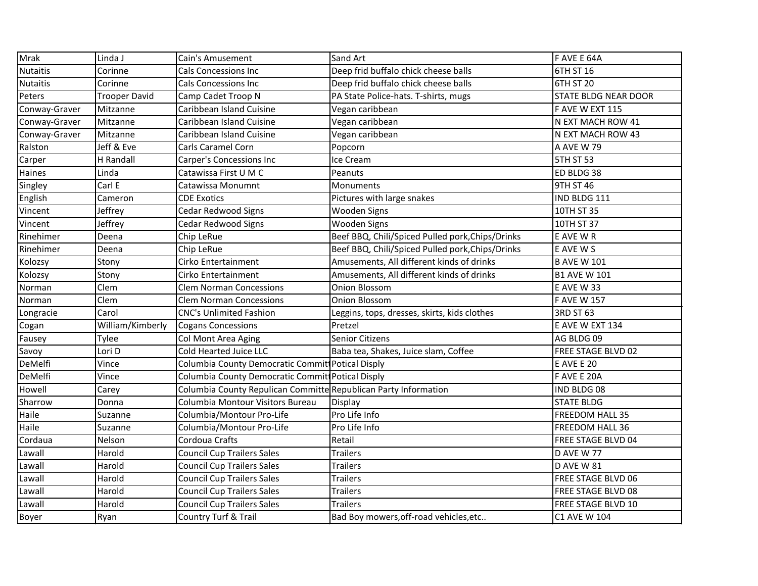| Mrak | Linda J | Cain's Amusement | Sand Art | F AVE E 64A |
|---|---|---|---|---|
| Nutaitis | Corinne | Cals Concessions Inc | Deep frid buffalo chick cheese balls | 6TH ST 16 |
| Nutaitis | Corinne | Cals Concessions Inc | Deep frid buffalo chick cheese balls | 6TH ST 20 |
| Peters | Trooper David | Camp Cadet Troop N | PA State Police-hats. T-shirts, mugs | STATE BLDG NEAR DOOR |
| Conway-Graver | Mitzanne | Caribbean Island Cuisine | Vegan caribbean | F AVE W EXT 115 |
| Conway-Graver | Mitzanne | Caribbean Island Cuisine | Vegan caribbean | N EXT MACH ROW 41 |
| Conway-Graver | Mitzanne | Caribbean Island Cuisine | Vegan caribbean | N EXT MACH ROW 43 |
| Ralston | Jeff & Eve | Carls Caramel Corn | Popcorn | A AVE W 79 |
| Carper | H Randall | Carper's Concessions Inc | Ice Cream | 5TH ST 53 |
| Haines | Linda | Catawissa First U M C | Peanuts | ED BLDG 38 |
| Singley | Carl E | Catawissa Monumnt | Monuments | 9TH ST 46 |
| English | Cameron | CDE Exotics | Pictures with large snakes | IND BLDG 111 |
| Vincent | Jeffrey | Cedar Redwood Signs | Wooden Signs | 10TH ST 35 |
| Vincent | Jeffrey | Cedar Redwood Signs | Wooden Signs | 10TH ST 37 |
| Rinehimer | Deena | Chip LeRue | Beef BBQ, Chili/Spiced Pulled pork,Chips/Drinks | E AVE W R |
| Rinehimer | Deena | Chip LeRue | Beef BBQ, Chili/Spiced Pulled pork,Chips/Drinks | E AVE W S |
| Kolozsy | Stony | Cirko Entertainment | Amusements, All different kinds of drinks | B AVE W 101 |
| Kolozsy | Stony | Cirko Entertainment | Amusements, All different kinds of drinks | B1 AVE W 101 |
| Norman | Clem | Clem Norman Concessions | Onion Blossom | E AVE W 33 |
| Norman | Clem | Clem Norman Concessions | Onion Blossom | F AVE W 157 |
| Longracie | Carol | CNC's Unlimited Fashion | Leggins, tops, dresses, skirts, kids clothes | 3RD ST 63 |
| Cogan | William/Kimberly | Cogans Concessions | Pretzel | E AVE W EXT 134 |
| Fausey | Tylee | Col Mont Area Aging | Senior Citizens | AG BLDG 09 |
| Savoy | Lori D | Cold Hearted Juice LLC | Baba tea, Shakes, Juice slam, Coffee | FREE STAGE BLVD 02 |
| DeMelfi | Vince | Columbia County Democratic Committ | Potical Disply | E AVE E 20 |
| DeMelfi | Vince | Columbia County Democratic Committ | Potical Disply | F AVE E 20A |
| Howell | Carey | Columbia County Repulican Committe | Republican Party Information | IND BLDG 08 |
| Sharrow | Donna | Columbia Montour Visitors Bureau | Display | STATE BLDG |
| Haile | Suzanne | Columbia/Montour Pro-Life | Pro Life Info | FREEDOM HALL 35 |
| Haile | Suzanne | Columbia/Montour Pro-Life | Pro Life Info | FREEDOM HALL 36 |
| Cordaua | Nelson | Cordoua Crafts | Retail | FREE STAGE BLVD 04 |
| Lawall | Harold | Council Cup Trailers Sales | Trailers | D AVE W 77 |
| Lawall | Harold | Council Cup Trailers Sales | Trailers | D AVE W 81 |
| Lawall | Harold | Council Cup Trailers Sales | Trailers | FREE STAGE BLVD 06 |
| Lawall | Harold | Council Cup Trailers Sales | Trailers | FREE STAGE BLVD 08 |
| Lawall | Harold | Council Cup Trailers Sales | Trailers | FREE STAGE BLVD 10 |
| Boyer | Ryan | Country Turf & Trail | Bad Boy mowers,off-road vehicles,etc.. | C1 AVE W 104 |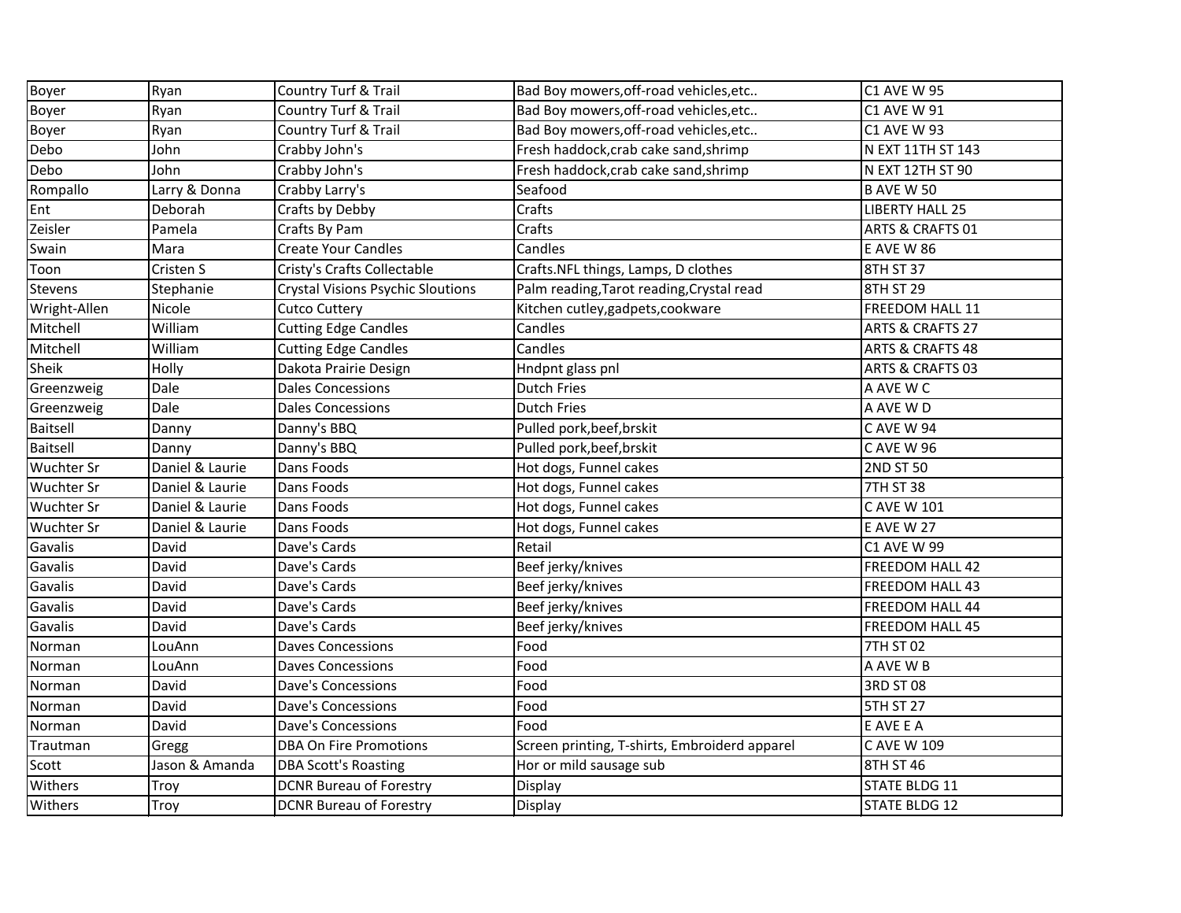| | | | | |
|---|---|---|---|---|
| Boyer | Ryan | Country Turf & Trail | Bad Boy mowers,off-road vehicles,etc.. | C1 AVE W 95 |
| Boyer | Ryan | Country Turf & Trail | Bad Boy mowers,off-road vehicles,etc.. | C1 AVE W 91 |
| Boyer | Ryan | Country Turf & Trail | Bad Boy mowers,off-road vehicles,etc.. | C1 AVE W 93 |
| Debo | John | Crabby John's | Fresh haddock,crab cake sand,shrimp | N EXT 11TH ST 143 |
| Debo | John | Crabby John's | Fresh haddock,crab cake sand,shrimp | N EXT 12TH ST 90 |
| Rompallo | Larry & Donna | Crabby Larry's | Seafood | B AVE W 50 |
| Ent | Deborah | Crafts by Debby | Crafts | LIBERTY HALL 25 |
| Zeisler | Pamela | Crafts By Pam | Crafts | ARTS & CRAFTS 01 |
| Swain | Mara | Create Your Candles | Candles | E AVE W 86 |
| Toon | Cristen S | Cristy's Crafts Collectable | Crafts.NFL things, Lamps, D clothes | 8TH ST 37 |
| Stevens | Stephanie | Crystal Visions Psychic Sloutions | Palm reading,Tarot reading,Crystal read | 8TH ST 29 |
| Wright-Allen | Nicole | Cutco Cuttery | Kitchen cutley,gadpets,cookware | FREEDOM HALL 11 |
| Mitchell | William | Cutting Edge Candles | Candles | ARTS & CRAFTS 27 |
| Mitchell | William | Cutting Edge Candles | Candles | ARTS & CRAFTS 48 |
| Sheik | Holly | Dakota Prairie Design | Hndpnt glass pnl | ARTS & CRAFTS 03 |
| Greenzweig | Dale | Dales Concessions | Dutch Fries | A AVE W C |
| Greenzweig | Dale | Dales Concessions | Dutch Fries | A AVE W D |
| Baitsell | Danny | Danny's BBQ | Pulled pork,beef,brskit | C AVE W 94 |
| Baitsell | Danny | Danny's BBQ | Pulled pork,beef,brskit | C AVE W 96 |
| Wuchter Sr | Daniel & Laurie | Dans Foods | Hot dogs, Funnel cakes | 2ND ST 50 |
| Wuchter Sr | Daniel & Laurie | Dans Foods | Hot dogs, Funnel cakes | 7TH ST 38 |
| Wuchter Sr | Daniel & Laurie | Dans Foods | Hot dogs, Funnel cakes | C AVE W 101 |
| Wuchter Sr | Daniel & Laurie | Dans Foods | Hot dogs, Funnel cakes | E AVE W 27 |
| Gavalis | David | Dave's Cards | Retail | C1 AVE W 99 |
| Gavalis | David | Dave's Cards | Beef jerky/knives | FREEDOM HALL 42 |
| Gavalis | David | Dave's Cards | Beef jerky/knives | FREEDOM HALL 43 |
| Gavalis | David | Dave's Cards | Beef jerky/knives | FREEDOM HALL 44 |
| Gavalis | David | Dave's Cards | Beef jerky/knives | FREEDOM HALL 45 |
| Norman | LouAnn | Daves Concessions | Food | 7TH ST 02 |
| Norman | LouAnn | Daves Concessions | Food | A AVE W B |
| Norman | David | Dave's Concessions | Food | 3RD ST 08 |
| Norman | David | Dave's Concessions | Food | 5TH ST 27 |
| Norman | David | Dave's Concessions | Food | E AVE E A |
| Trautman | Gregg | DBA On Fire Promotions | Screen printing, T-shirts, Embroiderd apparel | C AVE W 109 |
| Scott | Jason & Amanda | DBA Scott's Roasting | Hor or mild sausage sub | 8TH ST 46 |
| Withers | Troy | DCNR Bureau of Forestry | Display | STATE BLDG 11 |
| Withers | Troy | DCNR Bureau of Forestry | Display | STATE BLDG 12 |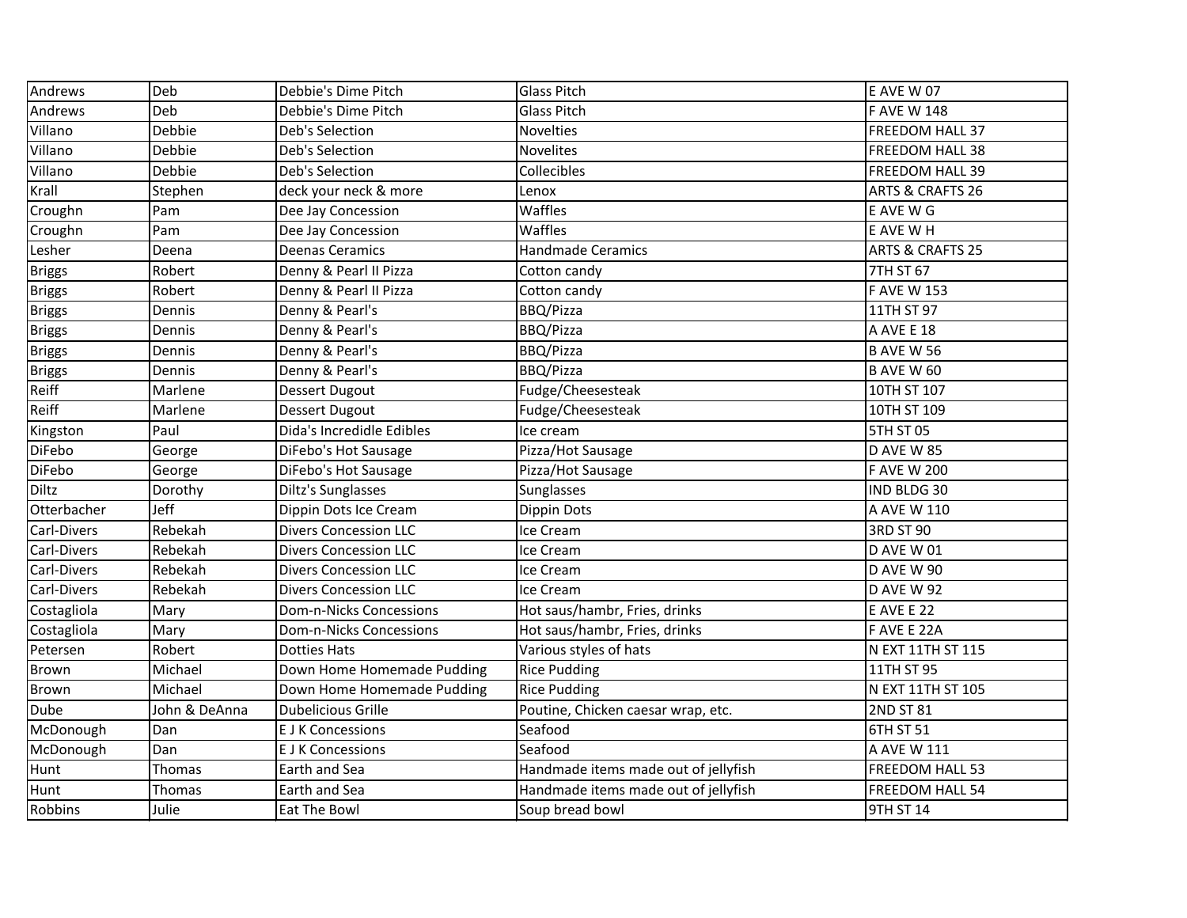| Andrews | Deb | Debbie's Dime Pitch | Glass Pitch | E AVE W 07 |
|---|---|---|---|---|
| Andrews | Deb | Debbie's Dime Pitch | Glass Pitch | F AVE W 148 |
| Villano | Debbie | Deb's Selection | Novelties | FREEDOM HALL 37 |
| Villano | Debbie | Deb's Selection | Novelites | FREEDOM HALL 38 |
| Villano | Debbie | Deb's Selection | Collecibles | FREEDOM HALL 39 |
| Krall | Stephen | deck your neck & more | Lenox | ARTS & CRAFTS 26 |
| Croughn | Pam | Dee Jay Concession | Waffles | E AVE W G |
| Croughn | Pam | Dee Jay Concession | Waffles | E AVE W H |
| Lesher | Deena | Deenas Ceramics | Handmade Ceramics | ARTS & CRAFTS 25 |
| Briggs | Robert | Denny & Pearl II Pizza | Cotton candy | 7TH ST 67 |
| Briggs | Robert | Denny & Pearl II Pizza | Cotton candy | F AVE W 153 |
| Briggs | Dennis | Denny & Pearl's | BBQ/Pizza | 11TH ST 97 |
| Briggs | Dennis | Denny & Pearl's | BBQ/Pizza | A AVE E 18 |
| Briggs | Dennis | Denny & Pearl's | BBQ/Pizza | B AVE W 56 |
| Briggs | Dennis | Denny & Pearl's | BBQ/Pizza | B AVE W 60 |
| Reiff | Marlene | Dessert Dugout | Fudge/Cheesesteak | 10TH ST 107 |
| Reiff | Marlene | Dessert Dugout | Fudge/Cheesesteak | 10TH ST 109 |
| Kingston | Paul | Dida's Incredidle Edibles | Ice cream | 5TH ST 05 |
| DiFebo | George | DiFebo's Hot Sausage | Pizza/Hot Sausage | D AVE W 85 |
| DiFebo | George | DiFebo's Hot Sausage | Pizza/Hot Sausage | F AVE W 200 |
| Diltz | Dorothy | Diltz's Sunglasses | Sunglasses | IND BLDG 30 |
| Otterbacher | Jeff | Dippin Dots Ice Cream | Dippin Dots | A AVE W 110 |
| Carl-Divers | Rebekah | Divers Concession LLC | Ice Cream | 3RD ST 90 |
| Carl-Divers | Rebekah | Divers Concession LLC | Ice Cream | D AVE W 01 |
| Carl-Divers | Rebekah | Divers Concession LLC | Ice Cream | D AVE W 90 |
| Carl-Divers | Rebekah | Divers Concession LLC | Ice Cream | D AVE W 92 |
| Costagliola | Mary | Dom-n-Nicks Concessions | Hot saus/hambr, Fries, drinks | E AVE E 22 |
| Costagliola | Mary | Dom-n-Nicks Concessions | Hot saus/hambr, Fries, drinks | F AVE E 22A |
| Petersen | Robert | Dotties Hats | Various styles of hats | N EXT 11TH ST 115 |
| Brown | Michael | Down Home Homemade Pudding | Rice Pudding | 11TH ST 95 |
| Brown | Michael | Down Home Homemade Pudding | Rice Pudding | N EXT 11TH ST 105 |
| Dube | John & DeAnna | Dubelicious Grille | Poutine, Chicken caesar wrap, etc. | 2ND ST 81 |
| McDonough | Dan | E J K Concessions | Seafood | 6TH ST 51 |
| McDonough | Dan | E J K Concessions | Seafood | A AVE W 111 |
| Hunt | Thomas | Earth and Sea | Handmade items made out of jellyfish | FREEDOM HALL 53 |
| Hunt | Thomas | Earth and Sea | Handmade items made out of jellyfish | FREEDOM HALL 54 |
| Robbins | Julie | Eat The Bowl | Soup bread bowl | 9TH ST 14 |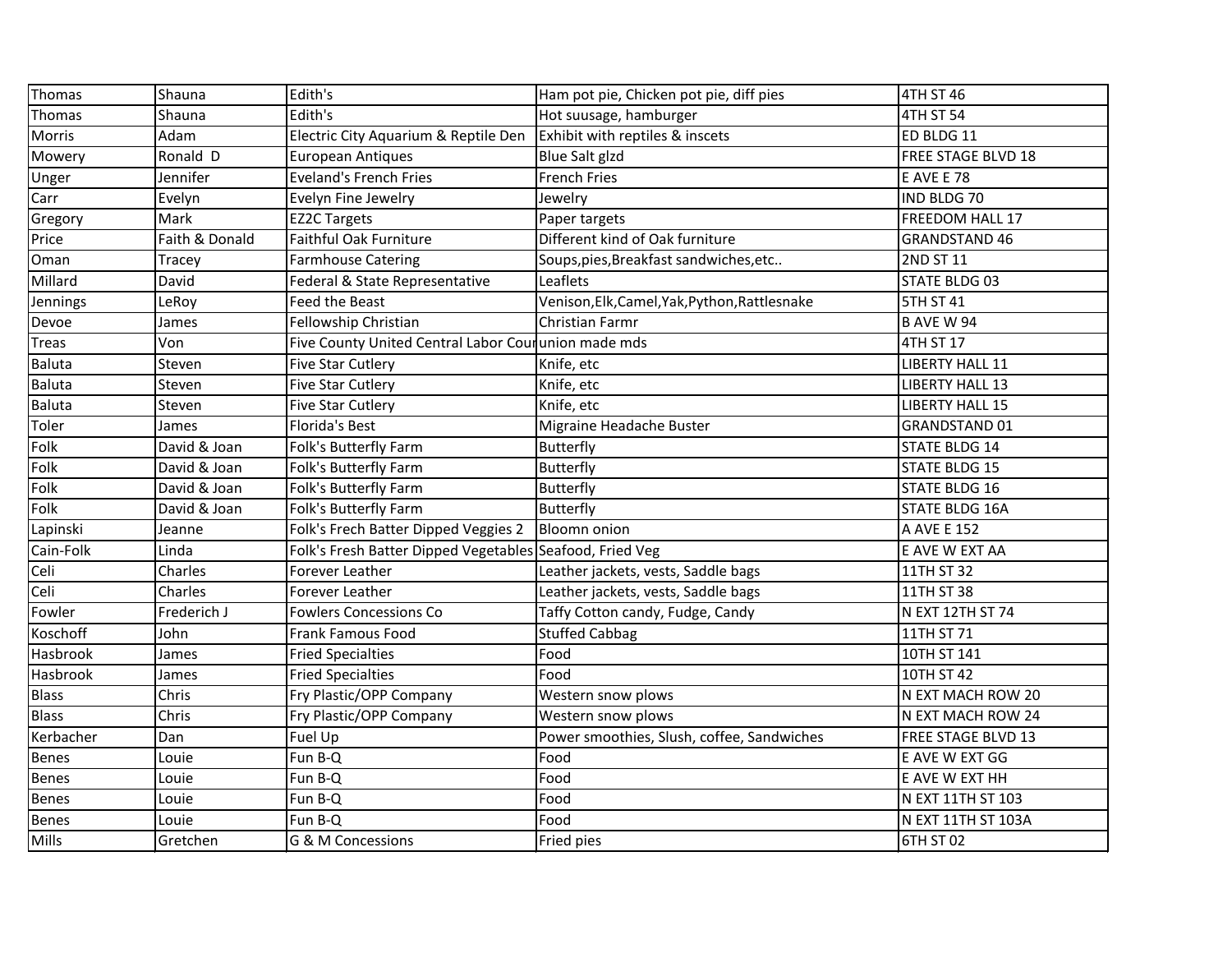| Thomas | Shauna | Edith's | Ham pot pie, Chicken pot pie, diff pies | 4TH ST 46 |
|---|---|---|---|---|
| Thomas | Shauna | Edith's | Hot suusage, hamburger | 4TH ST 54 |
| Morris | Adam | Electric City Aquarium & Reptile Den | Exhibit with reptiles & inscets | ED BLDG 11 |
| Mowery | Ronald D | European Antiques | Blue Salt glzd | FREE STAGE BLVD 18 |
| Unger | Jennifer | Eveland's French Fries | French Fries | E AVE E 78 |
| Carr | Evelyn | Evelyn Fine Jewelry | Jewelry | IND BLDG 70 |
| Gregory | Mark | EZ2C Targets | Paper targets | FREEDOM HALL 17 |
| Price | Faith & Donald | Faithful Oak Furniture | Different kind of Oak furniture | GRANDSTAND 46 |
| Oman | Tracey | Farmhouse Catering | Soups,pies,Breakfast sandwiches,etc.. | 2ND ST 11 |
| Millard | David | Federal & State Representative | Leaflets | STATE BLDG 03 |
| Jennings | LeRoy | Feed the Beast | Venison,Elk,Camel,Yak,Python,Rattlesnake | 5TH ST 41 |
| Devoe | James | Fellowship Christian | Christian Farmr | B AVE W 94 |
| Treas | Von | Five County United Central Labor Cour | union made mds | 4TH ST 17 |
| Baluta | Steven | Five Star Cutlery | Knife, etc | LIBERTY HALL 11 |
| Baluta | Steven | Five Star Cutlery | Knife, etc | LIBERTY HALL 13 |
| Baluta | Steven | Five Star Cutlery | Knife, etc | LIBERTY HALL 15 |
| Toler | James | Florida's Best | Migraine Headache Buster | GRANDSTAND 01 |
| Folk | David & Joan | Folk's Butterfly Farm | Butterfly | STATE BLDG 14 |
| Folk | David & Joan | Folk's Butterfly Farm | Butterfly | STATE BLDG 15 |
| Folk | David & Joan | Folk's Butterfly Farm | Butterfly | STATE BLDG 16 |
| Folk | David & Joan | Folk's Butterfly Farm | Butterfly | STATE BLDG 16A |
| Lapinski | Jeanne | Folk's Frech Batter Dipped Veggies 2 | Bloomn onion | A AVE E 152 |
| Cain-Folk | Linda | Folk's Fresh Batter Dipped Vegetables | Seafood, Fried Veg | E AVE W EXT AA |
| Celi | Charles | Forever Leather | Leather jackets, vests, Saddle bags | 11TH ST 32 |
| Celi | Charles | Forever Leather | Leather jackets, vests, Saddle bags | 11TH ST 38 |
| Fowler | Frederich J | Fowlers Concessions Co | Taffy Cotton candy, Fudge, Candy | N EXT 12TH ST 74 |
| Koschoff | John | Frank Famous Food | Stuffed Cabbag | 11TH ST 71 |
| Hasbrook | James | Fried Specialties | Food | 10TH ST 141 |
| Hasbrook | James | Fried Specialties | Food | 10TH ST 42 |
| Blass | Chris | Fry Plastic/OPP Company | Western snow plows | N EXT MACH ROW 20 |
| Blass | Chris | Fry Plastic/OPP Company | Western snow plows | N EXT MACH ROW 24 |
| Kerbacher | Dan | Fuel Up | Power smoothies, Slush, coffee, Sandwiches | FREE STAGE BLVD 13 |
| Benes | Louie | Fun B-Q | Food | E AVE W EXT GG |
| Benes | Louie | Fun B-Q | Food | E AVE W EXT HH |
| Benes | Louie | Fun B-Q | Food | N EXT 11TH ST 103 |
| Benes | Louie | Fun B-Q | Food | N EXT 11TH ST 103A |
| Mills | Gretchen | G & M Concessions | Fried pies | 6TH ST 02 |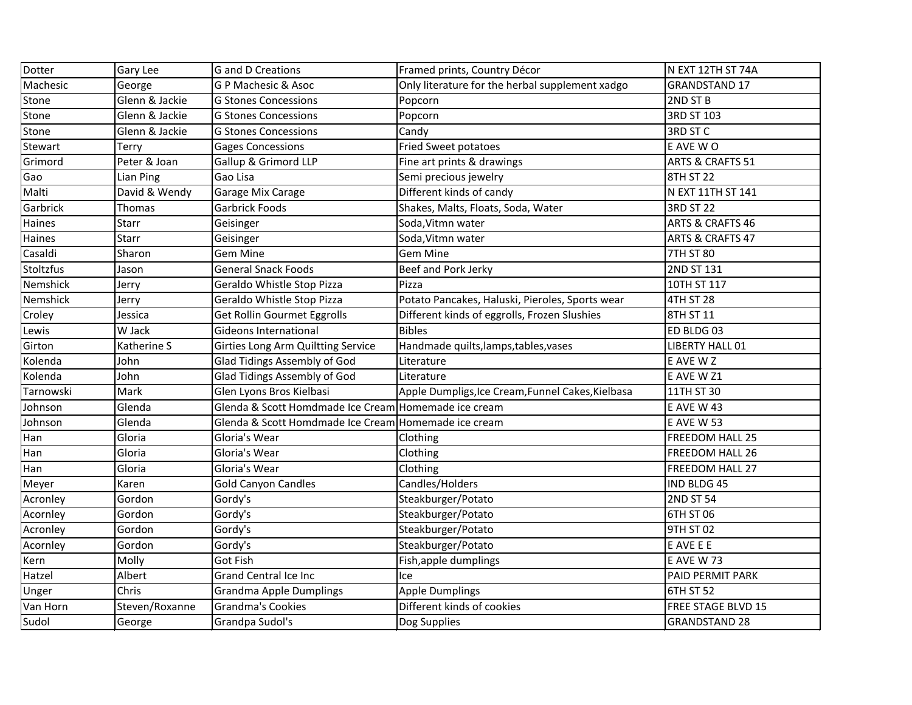| Dotter | Gary Lee | G and D Creations | Framed prints, Country Décor | N EXT 12TH ST 74A |
|---|---|---|---|---|
| Machesic | George | G P Machesic & Asoc | Only literature for the herbal supplement xadgo | GRANDSTAND 17 |
| Stone | Glenn & Jackie | G Stones Concessions | Popcorn | 2ND ST B |
| Stone | Glenn & Jackie | G Stones Concessions | Popcorn | 3RD ST 103 |
| Stone | Glenn & Jackie | G Stones Concessions | Candy | 3RD ST C |
| Stewart | Terry | Gages Concessions | Fried Sweet potatoes | E AVE W O |
| Grimord | Peter & Joan | Gallup & Grimord LLP | Fine art prints & drawings | ARTS & CRAFTS 51 |
| Gao | Lian Ping | Gao Lisa | Semi precious jewelry | 8TH ST 22 |
| Malti | David & Wendy | Garage Mix Carage | Different kinds of candy | N EXT 11TH ST 141 |
| Garbrick | Thomas | Garbrick Foods | Shakes, Malts, Floats, Soda, Water | 3RD ST 22 |
| Haines | Starr | Geisinger | Soda,Vitmn water | ARTS & CRAFTS 46 |
| Haines | Starr | Geisinger | Soda,Vitmn water | ARTS & CRAFTS 47 |
| Casaldi | Sharon | Gem Mine | Gem Mine | 7TH ST 80 |
| Stoltzfus | Jason | General Snack Foods | Beef and Pork Jerky | 2ND ST 131 |
| Nemshick | Jerry | Geraldo Whistle Stop Pizza | Pizza | 10TH ST 117 |
| Nemshick | Jerry | Geraldo Whistle Stop Pizza | Potato Pancakes, Haluski, Pieroles, Sports wear | 4TH ST 28 |
| Croley | Jessica | Get Rollin Gourmet Eggrolls | Different kinds of eggrolls, Frozen Slushies | 8TH ST 11 |
| Lewis | W Jack | Gideons International | Bibles | ED BLDG 03 |
| Girton | Katherine S | Girties Long Arm Quiltting Service | Handmade quilts,lamps,tables,vases | LIBERTY HALL 01 |
| Kolenda | John | Glad Tidings Assembly of God | Literature | E AVE W Z |
| Kolenda | John | Glad Tidings Assembly of God | Literature | E AVE W Z1 |
| Tarnowski | Mark | Glen Lyons Bros Kielbasi | Apple Dumpligs,Ice Cream,Funnel Cakes,Kielbasa | 11TH ST 30 |
| Johnson | Glenda | Glenda & Scott Homdmade Ice Cream | Homemade ice cream | E AVE W 43 |
| Johnson | Glenda | Glenda & Scott Homdmade Ice Cream | Homemade ice cream | E AVE W 53 |
| Han | Gloria | Gloria's Wear | Clothing | FREEDOM HALL 25 |
| Han | Gloria | Gloria's Wear | Clothing | FREEDOM HALL 26 |
| Han | Gloria | Gloria's Wear | Clothing | FREEDOM HALL 27 |
| Meyer | Karen | Gold Canyon Candles | Candles/Holders | IND BLDG 45 |
| Acronley | Gordon | Gordy's | Steakburger/Potato | 2ND ST 54 |
| Acornley | Gordon | Gordy's | Steakburger/Potato | 6TH ST 06 |
| Acronley | Gordon | Gordy's | Steakburger/Potato | 9TH ST 02 |
| Acornley | Gordon | Gordy's | Steakburger/Potato | E AVE E E |
| Kern | Molly | Got Fish | Fish,apple dumplings | E AVE W 73 |
| Hatzel | Albert | Grand Central Ice Inc | Ice | PAID PERMIT PARK |
| Unger | Chris | Grandma Apple Dumplings | Apple Dumplings | 6TH ST 52 |
| Van Horn | Steven/Roxanne | Grandma's Cookies | Different kinds of cookies | FREE STAGE BLVD 15 |
| Sudol | George | Grandpa Sudol's | Dog Supplies | GRANDSTAND 28 |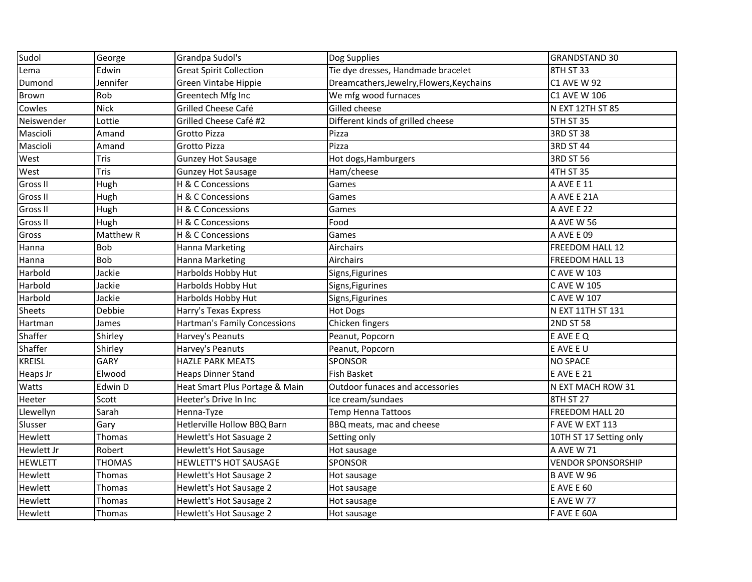| Sudol | George | Grandpa Sudol's | Dog Supplies | GRANDSTAND 30 |
|---|---|---|---|---|
| Lema | Edwin | Great Spirit Collection | Tie dye dresses, Handmade bracelet | 8TH ST 33 |
| Dumond | Jennifer | Green Vintabe Hippie | Dreamcathers,Jewelry,Flowers,Keychains | C1 AVE W 92 |
| Brown | Rob | Greentech Mfg Inc | We mfg wood furnaces | C1 AVE W 106 |
| Cowles | Nick | Grilled Cheese Café | Gilled cheese | N EXT 12TH ST 85 |
| Neiswender | Lottie | Grilled Cheese Café #2 | Different kinds of grilled cheese | 5TH ST 35 |
| Mascioli | Amand | Grotto Pizza | Pizza | 3RD ST 38 |
| Mascioli | Amand | Grotto Pizza | Pizza | 3RD ST 44 |
| West | Tris | Gunzey Hot Sausage | Hot dogs,Hamburgers | 3RD ST 56 |
| West | Tris | Gunzey Hot Sausage | Ham/cheese | 4TH ST 35 |
| Gross II | Hugh | H & C Concessions | Games | A AVE E 11 |
| Gross II | Hugh | H & C Concessions | Games | A AVE E 21A |
| Gross II | Hugh | H & C Concessions | Games | A AVE E 22 |
| Gross II | Hugh | H & C Concessions | Food | A AVE W 56 |
| Gross | Matthew R | H & C Concessions | Games | A AVE E 09 |
| Hanna | Bob | Hanna Marketing | Airchairs | FREEDOM HALL 12 |
| Hanna | Bob | Hanna Marketing | Airchairs | FREEDOM HALL 13 |
| Harbold | Jackie | Harbolds Hobby Hut | Signs,Figurines | C AVE W 103 |
| Harbold | Jackie | Harbolds Hobby Hut | Signs,Figurines | C AVE W 105 |
| Harbold | Jackie | Harbolds Hobby Hut | Signs,Figurines | C AVE W 107 |
| Sheets | Debbie | Harry's Texas Express | Hot Dogs | N EXT 11TH ST 131 |
| Hartman | James | Hartman's Family Concessions | Chicken fingers | 2ND ST 58 |
| Shaffer | Shirley | Harvey's Peanuts | Peanut, Popcorn | E AVE E Q |
| Shaffer | Shirley | Harvey's Peanuts | Peanut, Popcorn | E AVE E U |
| KREISL | GARY | HAZLE PARK MEATS | SPONSOR | NO SPACE |
| Heaps Jr | Elwood | Heaps Dinner Stand | Fish Basket | E AVE E 21 |
| Watts | Edwin D | Heat Smart Plus Portage & Main | Outdoor funaces and accessories | N EXT MACH ROW 31 |
| Heeter | Scott | Heeter's Drive In Inc | Ice cream/sundaes | 8TH ST 27 |
| Llewellyn | Sarah | Henna-Tyze | Temp Henna Tattoos | FREEDOM HALL 20 |
| Slusser | Gary | Hetlerville Hollow BBQ Barn | BBQ meats, mac and cheese | F AVE W EXT 113 |
| Hewlett | Thomas | Hewlett's Hot Sasuage 2 | Setting only | 10TH ST 17 Setting only |
| Hewlett Jr | Robert | Hewlett's Hot Sausage | Hot sausage | A AVE W 71 |
| HEWLETT | THOMAS | HEWLETT'S HOT SAUSAGE | SPONSOR | VENDOR SPONSORSHIP |
| Hewlett | Thomas | Hewlett's Hot Sausage 2 | Hot sausage | B AVE W 96 |
| Hewlett | Thomas | Hewlett's Hot Sausage 2 | Hot sausage | E AVE E 60 |
| Hewlett | Thomas | Hewlett's Hot Sausage 2 | Hot sausage | E AVE W 77 |
| Hewlett | Thomas | Hewlett's Hot Sausage 2 | Hot sausage | F AVE E 60A |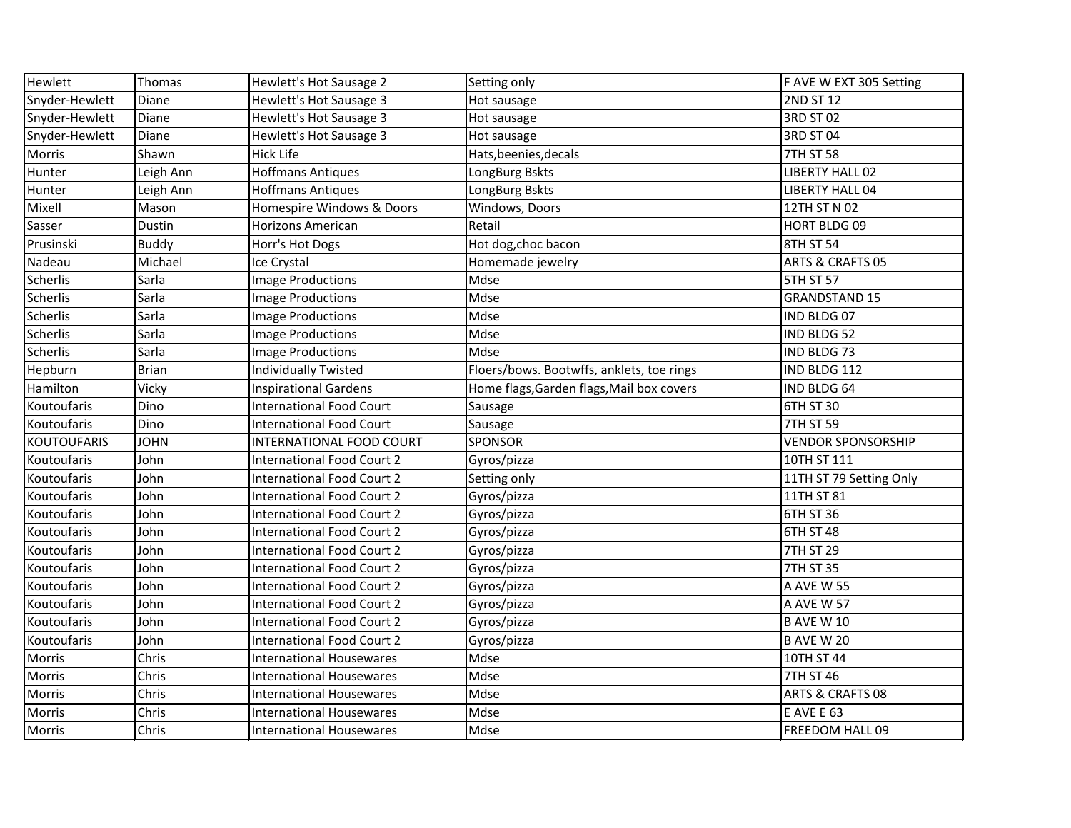| Hewlett | Thomas | Hewlett's Hot Sausage 2 | Setting only | F AVE W EXT 305 Setting |
|---|---|---|---|---|
| Snyder-Hewlett | Diane | Hewlett's Hot Sausage 3 | Hot sausage | 2ND ST 12 |
| Snyder-Hewlett | Diane | Hewlett's Hot Sausage 3 | Hot sausage | 3RD ST 02 |
| Snyder-Hewlett | Diane | Hewlett's Hot Sausage 3 | Hot sausage | 3RD ST 04 |
| Morris | Shawn | Hick Life | Hats,beenies,decals | 7TH ST 58 |
| Hunter | Leigh Ann | Hoffmans Antiques | LongBurg Bskts | LIBERTY HALL 02 |
| Hunter | Leigh Ann | Hoffmans Antiques | LongBurg Bskts | LIBERTY HALL 04 |
| Mixell | Mason | Homespire Windows & Doors | Windows, Doors | 12TH ST N 02 |
| Sasser | Dustin | Horizons American | Retail | HORT BLDG 09 |
| Prusinski | Buddy | Horr's Hot Dogs | Hot dog,choc bacon | 8TH ST 54 |
| Nadeau | Michael | Ice Crystal | Homemade jewelry | ARTS & CRAFTS 05 |
| Scherlis | Sarla | Image Productions | Mdse | 5TH ST 57 |
| Scherlis | Sarla | Image Productions | Mdse | GRANDSTAND 15 |
| Scherlis | Sarla | Image Productions | Mdse | IND BLDG 07 |
| Scherlis | Sarla | Image Productions | Mdse | IND BLDG 52 |
| Scherlis | Sarla | Image Productions | Mdse | IND BLDG 73 |
| Hepburn | Brian | Individually Twisted | Floers/bows. Bootwffs, anklets, toe rings | IND BLDG 112 |
| Hamilton | Vicky | Inspirational Gardens | Home flags,Garden flags,Mail box covers | IND BLDG 64 |
| Koutoufaris | Dino | International Food Court | Sausage | 6TH ST 30 |
| Koutoufaris | Dino | International Food Court | Sausage | 7TH ST 59 |
| KOUTOUFARIS | JOHN | INTERNATIONAL FOOD COURT | SPONSOR | VENDOR SPONSORSHIP |
| Koutoufaris | John | International Food Court 2 | Gyros/pizza | 10TH ST 111 |
| Koutoufaris | John | International Food Court 2 | Setting only | 11TH ST 79 Setting Only |
| Koutoufaris | John | International Food Court 2 | Gyros/pizza | 11TH ST 81 |
| Koutoufaris | John | International Food Court 2 | Gyros/pizza | 6TH ST 36 |
| Koutoufaris | John | International Food Court 2 | Gyros/pizza | 6TH ST 48 |
| Koutoufaris | John | International Food Court 2 | Gyros/pizza | 7TH ST 29 |
| Koutoufaris | John | International Food Court 2 | Gyros/pizza | 7TH ST 35 |
| Koutoufaris | John | International Food Court 2 | Gyros/pizza | A AVE W 55 |
| Koutoufaris | John | International Food Court 2 | Gyros/pizza | A AVE W 57 |
| Koutoufaris | John | International Food Court 2 | Gyros/pizza | B AVE W 10 |
| Koutoufaris | John | International Food Court 2 | Gyros/pizza | B AVE W 20 |
| Morris | Chris | International Housewares | Mdse | 10TH ST 44 |
| Morris | Chris | International Housewares | Mdse | 7TH ST 46 |
| Morris | Chris | International Housewares | Mdse | ARTS & CRAFTS 08 |
| Morris | Chris | International Housewares | Mdse | E AVE E 63 |
| Morris | Chris | International Housewares | Mdse | FREEDOM HALL 09 |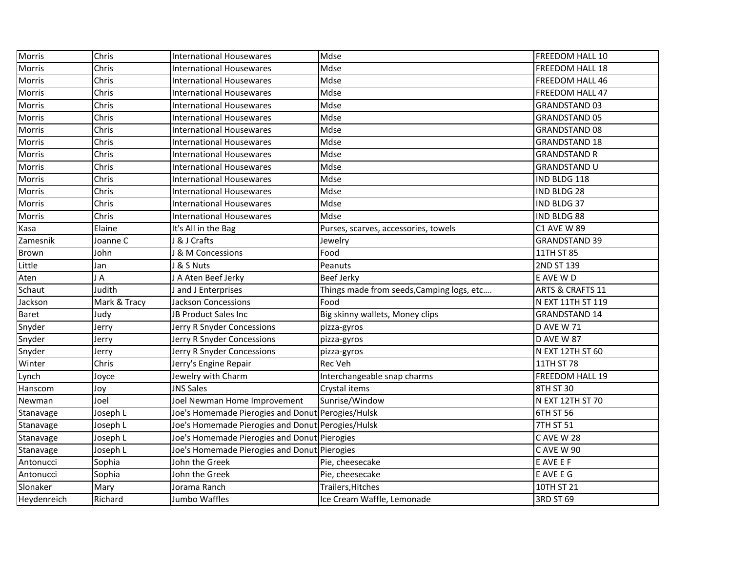| | | | | |
|---|---|---|---|---|
| Morris | Chris | International Housewares | Mdse | FREEDOM HALL 10 |
| Morris | Chris | International Housewares | Mdse | FREEDOM HALL 18 |
| Morris | Chris | International Housewares | Mdse | FREEDOM HALL 46 |
| Morris | Chris | International Housewares | Mdse | FREEDOM HALL 47 |
| Morris | Chris | International Housewares | Mdse | GRANDSTAND 03 |
| Morris | Chris | International Housewares | Mdse | GRANDSTAND 05 |
| Morris | Chris | International Housewares | Mdse | GRANDSTAND 08 |
| Morris | Chris | International Housewares | Mdse | GRANDSTAND 18 |
| Morris | Chris | International Housewares | Mdse | GRANDSTAND R |
| Morris | Chris | International Housewares | Mdse | GRANDSTAND U |
| Morris | Chris | International Housewares | Mdse | IND BLDG 118 |
| Morris | Chris | International Housewares | Mdse | IND BLDG 28 |
| Morris | Chris | International Housewares | Mdse | IND BLDG 37 |
| Morris | Chris | International Housewares | Mdse | IND BLDG 88 |
| Kasa | Elaine | It's All in the Bag | Purses, scarves, accessories, towels | C1 AVE W 89 |
| Zamesnik | Joanne C | J & J Crafts | Jewelry | GRANDSTAND 39 |
| Brown | John | J & M Concessions | Food | 11TH ST 85 |
| Little | Jan | J & S Nuts | Peanuts | 2ND ST 139 |
| Aten | J A | J A Aten Beef Jerky | Beef Jerky | E AVE W D |
| Schaut | Judith | J and J Enterprises | Things made from seeds,Camping logs, etc…. | ARTS & CRAFTS 11 |
| Jackson | Mark & Tracy | Jackson Concessions | Food | N EXT 11TH ST 119 |
| Baret | Judy | JB Product Sales Inc | Big skinny wallets, Money clips | GRANDSTAND 14 |
| Snyder | Jerry | Jerry R Snyder Concessions | pizza-gyros | D AVE W 71 |
| Snyder | Jerry | Jerry R Snyder Concessions | pizza-gyros | D AVE W 87 |
| Snyder | Jerry | Jerry R Snyder Concessions | pizza-gyros | N EXT 12TH ST 60 |
| Winter | Chris | Jerry's Engine Repair | Rec Veh | 11TH ST 78 |
| Lynch | Joyce | Jewelry with Charm | Interchangeable snap charms | FREEDOM HALL 19 |
| Hanscom | Joy | JNS Sales | Crystal items | 8TH ST 30 |
| Newman | Joel | Joel Newman Home Improvement | Sunrise/Window | N EXT 12TH ST 70 |
| Stanavage | Joseph L | Joe's Homemade Pierogies and Donut | Perogies/Hulsk | 6TH ST 56 |
| Stanavage | Joseph L | Joe's Homemade Pierogies and Donut | Perogies/Hulsk | 7TH ST 51 |
| Stanavage | Joseph L | Joe's Homemade Pierogies and Donut | Pierogies | C AVE W 28 |
| Stanavage | Joseph L | Joe's Homemade Pierogies and Donut | Pierogies | C AVE W 90 |
| Antonucci | Sophia | John the Greek | Pie, cheesecake | E AVE E F |
| Antonucci | Sophia | John the Greek | Pie, cheesecake | E AVE E G |
| Slonaker | Mary | Jorama Ranch | Trailers,Hitches | 10TH ST 21 |
| Heydenreich | Richard | Jumbo Waffles | Ice Cream Waffle, Lemonade | 3RD ST 69 |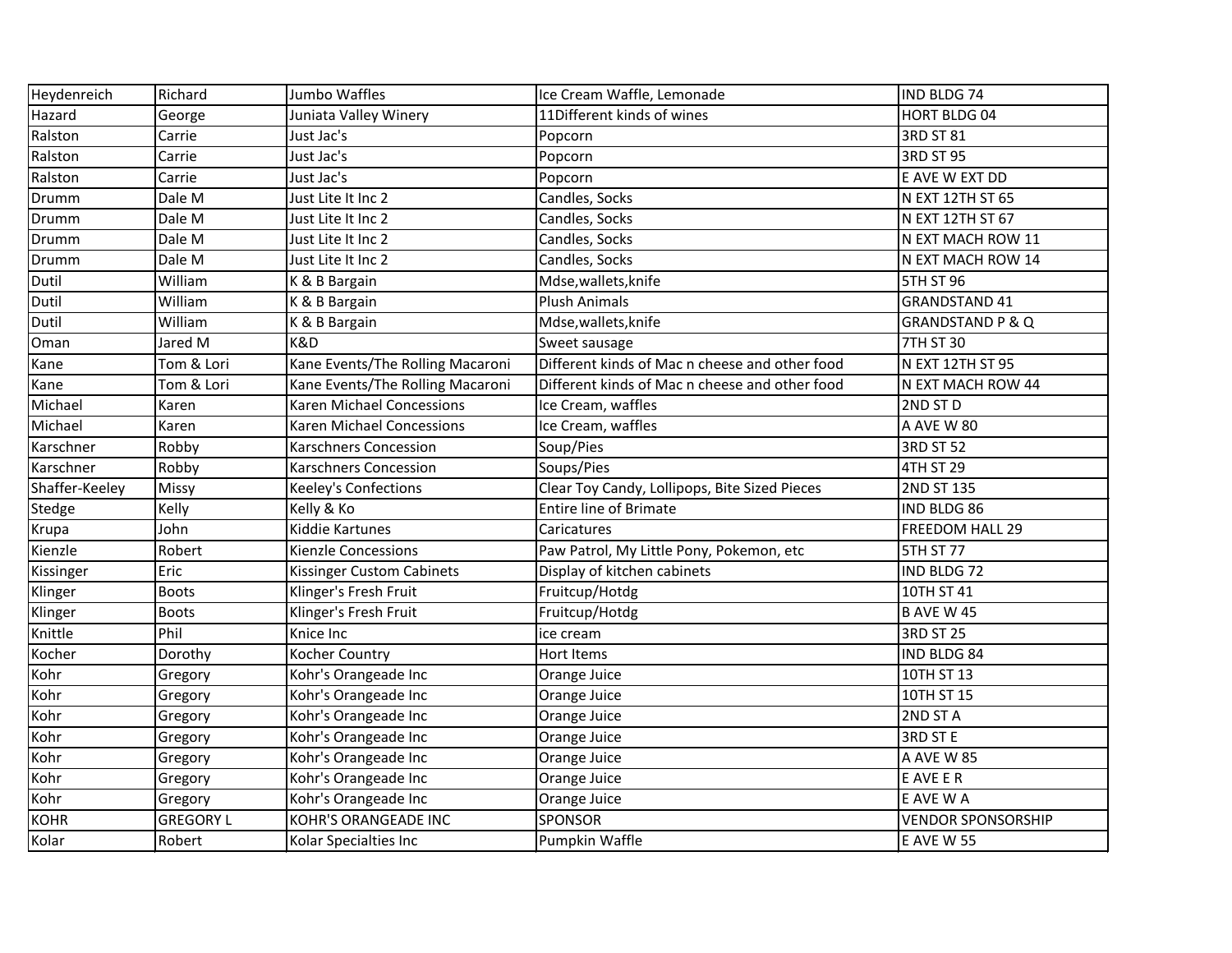| Heydenreich | Richard | Jumbo Waffles | Ice Cream Waffle, Lemonade | IND BLDG 74 |
|---|---|---|---|---|
| Hazard | George | Juniata Valley Winery | 11Different kinds of wines | HORT BLDG 04 |
| Ralston | Carrie | Just Jac's | Popcorn | 3RD ST 81 |
| Ralston | Carrie | Just Jac's | Popcorn | 3RD ST 95 |
| Ralston | Carrie | Just Jac's | Popcorn | E AVE W EXT DD |
| Drumm | Dale M | Just Lite It Inc 2 | Candles, Socks | N EXT 12TH ST 65 |
| Drumm | Dale M | Just Lite It Inc 2 | Candles, Socks | N EXT 12TH ST 67 |
| Drumm | Dale M | Just Lite It Inc 2 | Candles, Socks | N EXT MACH ROW 11 |
| Drumm | Dale M | Just Lite It Inc 2 | Candles, Socks | N EXT MACH ROW 14 |
| Dutil | William | K & B Bargain | Mdse,wallets,knife | 5TH ST 96 |
| Dutil | William | K & B Bargain | Plush Animals | GRANDSTAND 41 |
| Dutil | William | K & B Bargain | Mdse,wallets,knife | GRANDSTAND P & Q |
| Oman | Jared M | K&D | Sweet sausage | 7TH ST 30 |
| Kane | Tom & Lori | Kane Events/The Rolling Macaroni | Different kinds of Mac n cheese and other food | N EXT 12TH ST 95 |
| Kane | Tom & Lori | Kane Events/The Rolling Macaroni | Different kinds of Mac n cheese and other food | N EXT MACH ROW 44 |
| Michael | Karen | Karen Michael Concessions | Ice Cream, waffles | 2ND ST D |
| Michael | Karen | Karen Michael Concessions | Ice Cream, waffles | A AVE W 80 |
| Karschner | Robby | Karschners Concession | Soup/Pies | 3RD ST 52 |
| Karschner | Robby | Karschners Concession | Soups/Pies | 4TH ST 29 |
| Shaffer-Keeley | Missy | Keeley's Confections | Clear Toy Candy, Lollipops, Bite Sized Pieces | 2ND ST 135 |
| Stedge | Kelly | Kelly & Ko | Entire line of Brimate | IND BLDG 86 |
| Krupa | John | Kiddie Kartunes | Caricatures | FREEDOM HALL 29 |
| Kienzle | Robert | Kienzle Concessions | Paw Patrol, My Little Pony, Pokemon, etc | 5TH ST 77 |
| Kissinger | Eric | Kissinger Custom Cabinets | Display of kitchen cabinets | IND BLDG 72 |
| Klinger | Boots | Klinger's Fresh Fruit | Fruitcup/Hotdg | 10TH ST 41 |
| Klinger | Boots | Klinger's Fresh Fruit | Fruitcup/Hotdg | B AVE W 45 |
| Knittle | Phil | Knice Inc | ice cream | 3RD ST 25 |
| Kocher | Dorothy | Kocher Country | Hort Items | IND BLDG 84 |
| Kohr | Gregory | Kohr's Orangeade Inc | Orange Juice | 10TH ST 13 |
| Kohr | Gregory | Kohr's Orangeade Inc | Orange Juice | 10TH ST 15 |
| Kohr | Gregory | Kohr's Orangeade Inc | Orange Juice | 2ND ST A |
| Kohr | Gregory | Kohr's Orangeade Inc | Orange Juice | 3RD ST E |
| Kohr | Gregory | Kohr's Orangeade Inc | Orange Juice | A AVE W 85 |
| Kohr | Gregory | Kohr's Orangeade Inc | Orange Juice | E AVE E R |
| Kohr | Gregory | Kohr's Orangeade Inc | Orange Juice | E AVE W A |
| KOHR | GREGORY L | KOHR'S ORANGEADE INC | SPONSOR | VENDOR SPONSORSHIP |
| Kolar | Robert | Kolar Specialties Inc | Pumpkin Waffle | E AVE W 55 |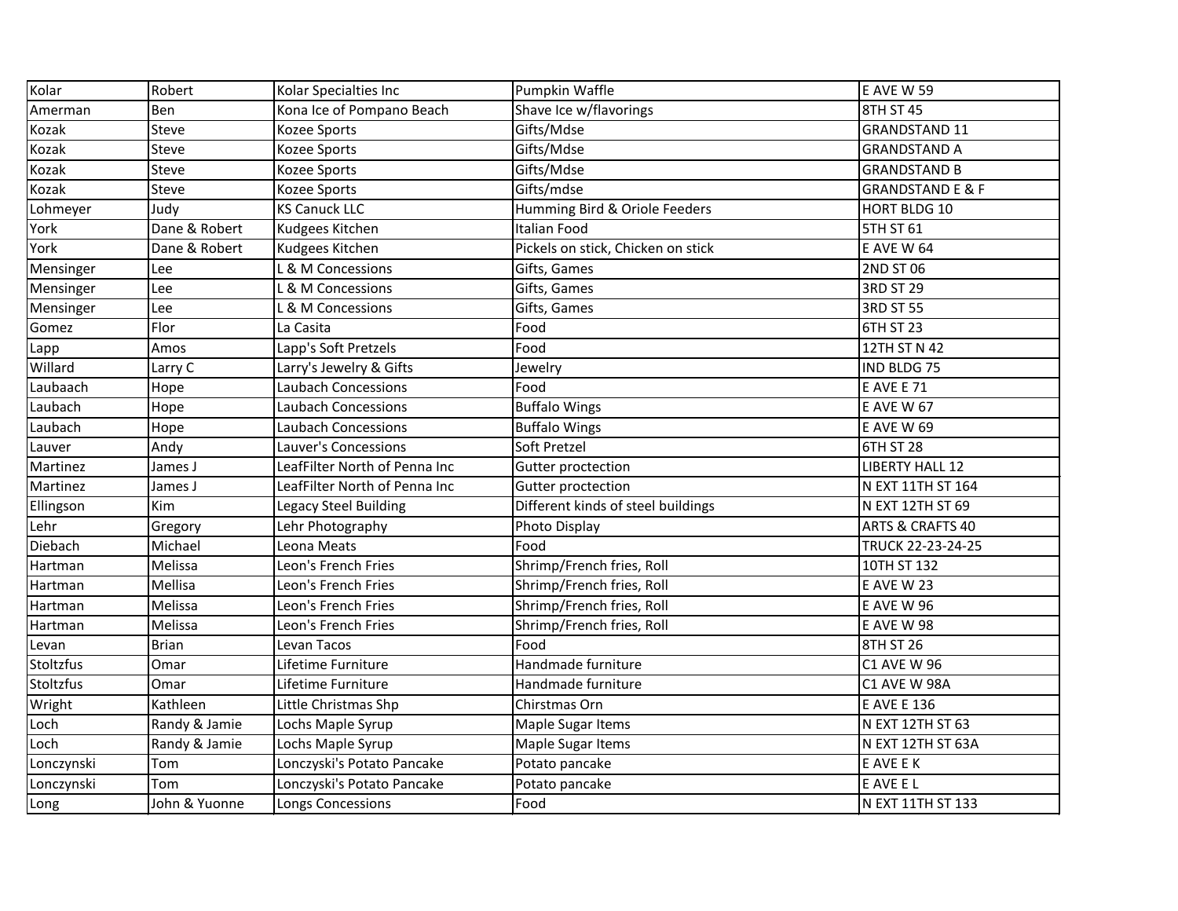| Kolar | Robert | Kolar Specialties Inc | Pumpkin Waffle | E AVE W 59 |
|---|---|---|---|---|
| Amerman | Ben | Kona Ice of Pompano Beach | Shave Ice w/flavorings | 8TH ST 45 |
| Kozak | Steve | Kozee Sports | Gifts/Mdse | GRANDSTAND 11 |
| Kozak | Steve | Kozee Sports | Gifts/Mdse | GRANDSTAND A |
| Kozak | Steve | Kozee Sports | Gifts/Mdse | GRANDSTAND B |
| Kozak | Steve | Kozee Sports | Gifts/mdse | GRANDSTAND E & F |
| Lohmeyer | Judy | KS Canuck LLC | Humming Bird & Oriole Feeders | HORT BLDG 10 |
| York | Dane & Robert | Kudgees Kitchen | Italian Food | 5TH ST 61 |
| York | Dane & Robert | Kudgees Kitchen | Pickels on stick, Chicken on stick | E AVE W 64 |
| Mensinger | Lee | L & M Concessions | Gifts, Games | 2ND ST 06 |
| Mensinger | Lee | L & M Concessions | Gifts, Games | 3RD ST 29 |
| Mensinger | Lee | L & M Concessions | Gifts, Games | 3RD ST 55 |
| Gomez | Flor | La Casita | Food | 6TH ST 23 |
| Lapp | Amos | Lapp's Soft Pretzels | Food | 12TH ST N 42 |
| Willard | Larry C | Larry's Jewelry & Gifts | Jewelry | IND BLDG 75 |
| Laubaach | Hope | Laubach Concessions | Food | E AVE E 71 |
| Laubach | Hope | Laubach Concessions | Buffalo Wings | E AVE W 67 |
| Laubach | Hope | Laubach Concessions | Buffalo Wings | E AVE W 69 |
| Lauver | Andy | Lauver's Concessions | Soft Pretzel | 6TH ST 28 |
| Martinez | James J | LeafFilter North of Penna Inc | Gutter proctection | LIBERTY HALL 12 |
| Martinez | James J | LeafFilter North of Penna Inc | Gutter proctection | N EXT 11TH ST 164 |
| Ellingson | Kim | Legacy Steel Building | Different kinds of steel buildings | N EXT 12TH ST 69 |
| Lehr | Gregory | Lehr Photography | Photo Display | ARTS & CRAFTS 40 |
| Diebach | Michael | Leona Meats | Food | TRUCK 22-23-24-25 |
| Hartman | Melissa | Leon's French Fries | Shrimp/French fries, Roll | 10TH ST 132 |
| Hartman | Mellisa | Leon's French Fries | Shrimp/French fries, Roll | E AVE W 23 |
| Hartman | Melissa | Leon's French Fries | Shrimp/French fries, Roll | E AVE W 96 |
| Hartman | Melissa | Leon's French Fries | Shrimp/French fries, Roll | E AVE W 98 |
| Levan | Brian | Levan Tacos | Food | 8TH ST 26 |
| Stoltzfus | Omar | Lifetime Furniture | Handmade furniture | C1 AVE W 96 |
| Stoltzfus | Omar | Lifetime Furniture | Handmade furniture | C1 AVE W 98A |
| Wright | Kathleen | Little Christmas Shp | Chirstmas Orn | E AVE E 136 |
| Loch | Randy & Jamie | Lochs Maple Syrup | Maple Sugar Items | N EXT 12TH ST 63 |
| Loch | Randy & Jamie | Lochs Maple Syrup | Maple Sugar Items | N EXT 12TH ST 63A |
| Lonczynski | Tom | Lonczyski's Potato Pancake | Potato pancake | E AVE E K |
| Lonczynski | Tom | Lonczyski's Potato Pancake | Potato pancake | E AVE E L |
| Long | John & Yuonne | Longs Concessions | Food | N EXT 11TH ST 133 |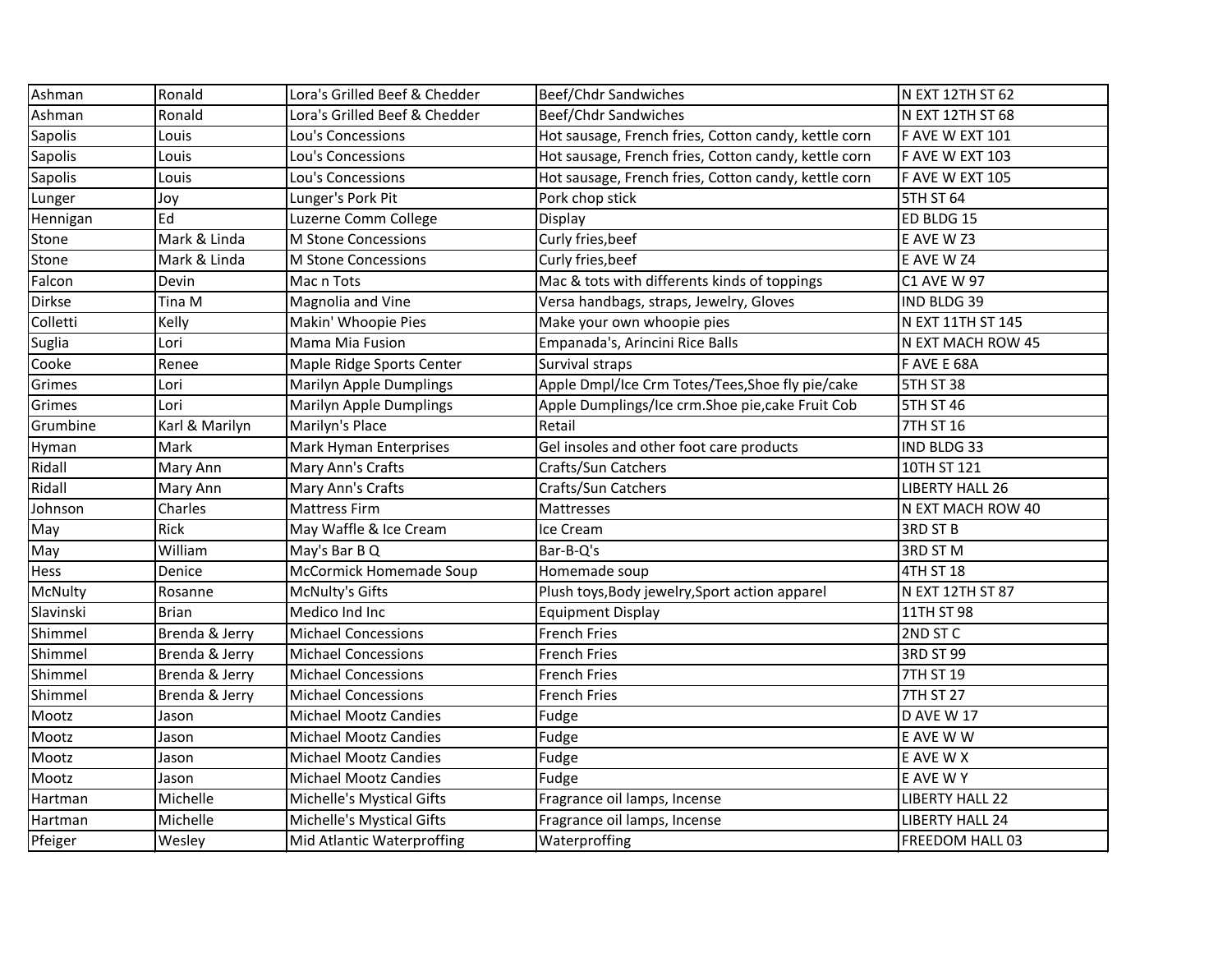| Ashman | Ronald | Lora's Grilled Beef & Chedder | Beef/Chdr Sandwiches | N EXT 12TH ST 62 |
|---|---|---|---|---|
| Ashman | Ronald | Lora's Grilled Beef & Chedder | Beef/Chdr Sandwiches | N EXT 12TH ST 68 |
| Sapolis | Louis | Lou's Concessions | Hot sausage, French fries, Cotton candy, kettle corn | F AVE W EXT 101 |
| Sapolis | Louis | Lou's Concessions | Hot sausage, French fries, Cotton candy, kettle corn | F AVE W EXT 103 |
| Sapolis | Louis | Lou's Concessions | Hot sausage, French fries, Cotton candy, kettle corn | F AVE W EXT 105 |
| Lunger | Joy | Lunger's Pork Pit | Pork chop stick | 5TH ST 64 |
| Hennigan | Ed | Luzerne Comm College | Display | ED BLDG 15 |
| Stone | Mark & Linda | M Stone Concessions | Curly fries,beef | E AVE W Z3 |
| Stone | Mark & Linda | M Stone Concessions | Curly fries,beef | E AVE W Z4 |
| Falcon | Devin | Mac n Tots | Mac & tots with differents kinds of toppings | C1 AVE W 97 |
| Dirkse | Tina M | Magnolia and Vine | Versa handbags, straps, Jewelry, Gloves | IND BLDG 39 |
| Colletti | Kelly | Makin' Whoopie Pies | Make your own whoopie pies | N EXT 11TH ST 145 |
| Suglia | Lori | Mama Mia Fusion | Empanada's, Arincini Rice Balls | N EXT MACH ROW 45 |
| Cooke | Renee | Maple Ridge Sports Center | Survival straps | F AVE E 68A |
| Grimes | Lori | Marilyn Apple Dumplings | Apple Dmpl/Ice Crm Totes/Tees,Shoe fly pie/cake | 5TH ST 38 |
| Grimes | Lori | Marilyn Apple Dumplings | Apple Dumplings/Ice crm.Shoe pie,cake Fruit Cob | 5TH ST 46 |
| Grumbine | Karl & Marilyn | Marilyn's Place | Retail | 7TH ST 16 |
| Hyman | Mark | Mark Hyman Enterprises | Gel insoles and other foot care products | IND BLDG 33 |
| Ridall | Mary Ann | Mary Ann's Crafts | Crafts/Sun Catchers | 10TH ST 121 |
| Ridall | Mary Ann | Mary Ann's Crafts | Crafts/Sun Catchers | LIBERTY HALL 26 |
| Johnson | Charles | Mattress Firm | Mattresses | N EXT MACH ROW 40 |
| May | Rick | May Waffle & Ice Cream | Ice Cream | 3RD ST B |
| May | William | May's Bar B Q | Bar-B-Q's | 3RD ST M |
| Hess | Denice | McCormick Homemade Soup | Homemade soup | 4TH ST 18 |
| McNulty | Rosanne | McNulty's Gifts | Plush toys,Body jewelry,Sport action apparel | N EXT 12TH ST 87 |
| Slavinski | Brian | Medico Ind Inc | Equipment Display | 11TH ST 98 |
| Shimmel | Brenda & Jerry | Michael Concessions | French Fries | 2ND ST C |
| Shimmel | Brenda & Jerry | Michael Concessions | French Fries | 3RD ST 99 |
| Shimmel | Brenda & Jerry | Michael Concessions | French Fries | 7TH ST 19 |
| Shimmel | Brenda & Jerry | Michael Concessions | French Fries | 7TH ST 27 |
| Mootz | Jason | Michael Mootz Candies | Fudge | D AVE W 17 |
| Mootz | Jason | Michael Mootz Candies | Fudge | E AVE W W |
| Mootz | Jason | Michael Mootz Candies | Fudge | E AVE W X |
| Mootz | Jason | Michael Mootz Candies | Fudge | E AVE W Y |
| Hartman | Michelle | Michelle's Mystical Gifts | Fragrance oil lamps, Incense | LIBERTY HALL 22 |
| Hartman | Michelle | Michelle's Mystical Gifts | Fragrance oil lamps, Incense | LIBERTY HALL 24 |
| Pfeiger | Wesley | Mid Atlantic Waterproffing | Waterproffing | FREEDOM HALL 03 |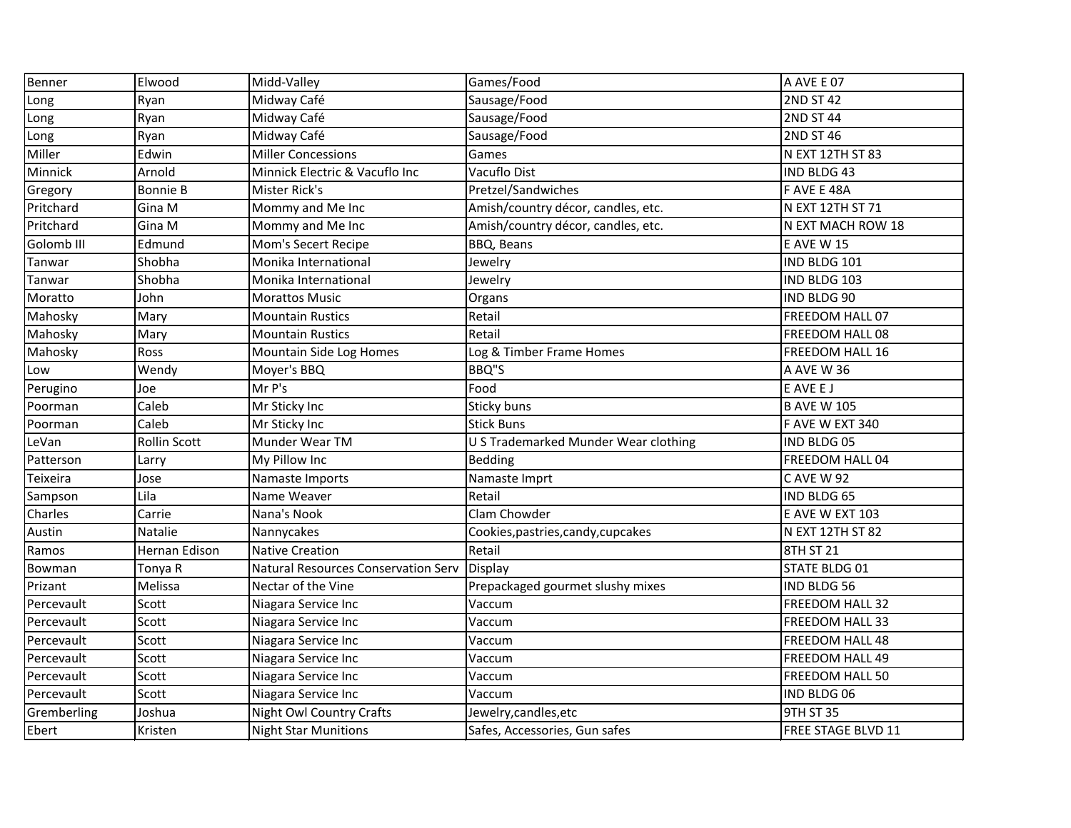| | | | | |
|---|---|---|---|---|
| Benner | Elwood | Midd-Valley | Games/Food | A AVE E 07 |
| Long | Ryan | Midway Café | Sausage/Food | 2ND ST 42 |
| Long | Ryan | Midway Café | Sausage/Food | 2ND ST 44 |
| Long | Ryan | Midway Café | Sausage/Food | 2ND ST 46 |
| Miller | Edwin | Miller Concessions | Games | N EXT 12TH ST 83 |
| Minnick | Arnold | Minnick Electric & Vacuflo Inc | Vacuflo Dist | IND BLDG 43 |
| Gregory | Bonnie B | Mister Rick's | Pretzel/Sandwiches | F AVE E 48A |
| Pritchard | Gina M | Mommy and Me Inc | Amish/country décor, candles, etc. | N EXT 12TH ST 71 |
| Pritchard | Gina M | Mommy and Me Inc | Amish/country décor, candles, etc. | N EXT MACH ROW 18 |
| Golomb III | Edmund | Mom's Secert Recipe | BBQ, Beans | E AVE W 15 |
| Tanwar | Shobha | Monika International | Jewelry | IND BLDG 101 |
| Tanwar | Shobha | Monika International | Jewelry | IND BLDG 103 |
| Moratto | John | Morattos Music | Organs | IND BLDG 90 |
| Mahosky | Mary | Mountain Rustics | Retail | FREEDOM HALL 07 |
| Mahosky | Mary | Mountain Rustics | Retail | FREEDOM HALL 08 |
| Mahosky | Ross | Mountain Side Log Homes | Log & Timber Frame Homes | FREEDOM HALL 16 |
| Low | Wendy | Moyer's BBQ | BBQ"S | A AVE W 36 |
| Perugino | Joe | Mr P's | Food | E AVE E J |
| Poorman | Caleb | Mr Sticky Inc | Sticky buns | B AVE W 105 |
| Poorman | Caleb | Mr Sticky Inc | Stick Buns | F AVE W EXT 340 |
| LeVan | Rollin Scott | Munder Wear TM | U S Trademarked Munder Wear clothing | IND BLDG 05 |
| Patterson | Larry | My Pillow Inc | Bedding | FREEDOM HALL 04 |
| Teixeira | Jose | Namaste Imports | Namaste Imprt | C AVE W 92 |
| Sampson | Lila | Name Weaver | Retail | IND BLDG 65 |
| Charles | Carrie | Nana's Nook | Clam Chowder | E AVE W EXT 103 |
| Austin | Natalie | Nannycakes | Cookies,pastries,candy,cupcakes | N EXT 12TH ST 82 |
| Ramos | Hernan Edison | Native Creation | Retail | 8TH ST 21 |
| Bowman | Tonya R | Natural Resources Conservation Serv | Display | STATE BLDG 01 |
| Prizant | Melissa | Nectar of the Vine | Prepackaged gourmet slushy mixes | IND BLDG 56 |
| Percevault | Scott | Niagara Service Inc | Vaccum | FREEDOM HALL 32 |
| Percevault | Scott | Niagara Service Inc | Vaccum | FREEDOM HALL 33 |
| Percevault | Scott | Niagara Service Inc | Vaccum | FREEDOM HALL 48 |
| Percevault | Scott | Niagara Service Inc | Vaccum | FREEDOM HALL 49 |
| Percevault | Scott | Niagara Service Inc | Vaccum | FREEDOM HALL 50 |
| Percevault | Scott | Niagara Service Inc | Vaccum | IND BLDG 06 |
| Gremberling | Joshua | Night Owl Country Crafts | Jewelry,candles,etc | 9TH ST 35 |
| Ebert | Kristen | Night Star Munitions | Safes, Accessories, Gun safes | FREE STAGE BLVD 11 |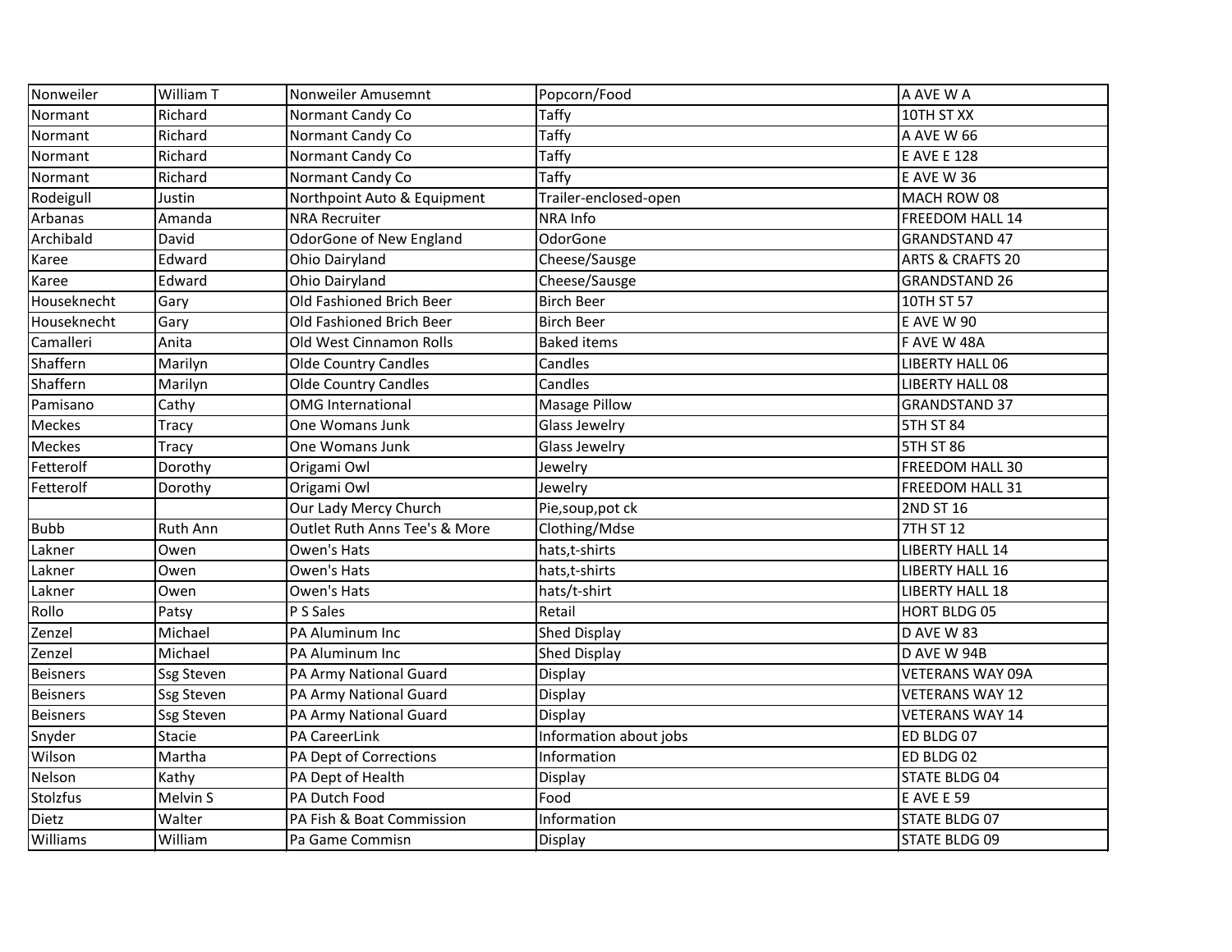| Nonweiler | William T | Nonweiler Amusemnt | Popcorn/Food | A AVE W A |
|---|---|---|---|---|
| Normant | Richard | Normant Candy Co | Taffy | 10TH ST XX |
| Normant | Richard | Normant Candy Co | Taffy | A AVE W 66 |
| Normant | Richard | Normant Candy Co | Taffy | E AVE E 128 |
| Normant | Richard | Normant Candy Co | Taffy | E AVE W 36 |
| Rodeigull | Justin | Northpoint Auto & Equipment | Trailer-enclosed-open | MACH ROW 08 |
| Arbanas | Amanda | NRA Recruiter | NRA Info | FREEDOM HALL 14 |
| Archibald | David | OdorGone of New England | OdorGone | GRANDSTAND 47 |
| Karee | Edward | Ohio Dairyland | Cheese/Sausge | ARTS & CRAFTS 20 |
| Karee | Edward | Ohio Dairyland | Cheese/Sausge | GRANDSTAND 26 |
| Houseknecht | Gary | Old Fashioned Brich Beer | Birch Beer | 10TH ST 57 |
| Houseknecht | Gary | Old Fashioned Brich Beer | Birch Beer | E AVE W 90 |
| Camalleri | Anita | Old West Cinnamon Rolls | Baked items | F AVE W 48A |
| Shaffern | Marilyn | Olde Country Candles | Candles | LIBERTY HALL 06 |
| Shaffern | Marilyn | Olde Country Candles | Candles | LIBERTY HALL 08 |
| Pamisano | Cathy | OMG International | Masage Pillow | GRANDSTAND 37 |
| Meckes | Tracy | One Womans Junk | Glass Jewelry | 5TH ST 84 |
| Meckes | Tracy | One Womans Junk | Glass Jewelry | 5TH ST 86 |
| Fetterolf | Dorothy | Origami Owl | Jewelry | FREEDOM HALL 30 |
| Fetterolf | Dorothy | Origami Owl | Jewelry | FREEDOM HALL 31 |
| | | Our Lady Mercy Church | Pie,soup,pot ck | 2ND ST 16 |
| Bubb | Ruth Ann | Outlet Ruth Anns Tee's & More | Clothing/Mdse | 7TH ST 12 |
| Lakner | Owen | Owen's Hats | hats,t-shirts | LIBERTY HALL 14 |
| Lakner | Owen | Owen's Hats | hats,t-shirts | LIBERTY HALL 16 |
| Lakner | Owen | Owen's Hats | hats/t-shirt | LIBERTY HALL 18 |
| Rollo | Patsy | P S Sales | Retail | HORT BLDG 05 |
| Zenzel | Michael | PA Aluminum Inc | Shed Display | D AVE W 83 |
| Zenzel | Michael | PA Aluminum Inc | Shed Display | D AVE W 94B |
| Beisners | Ssg Steven | PA Army National Guard | Display | VETERANS WAY 09A |
| Beisners | Ssg Steven | PA Army National Guard | Display | VETERANS WAY 12 |
| Beisners | Ssg Steven | PA Army National Guard | Display | VETERANS WAY 14 |
| Snyder | Stacie | PA CareerLink | Information about jobs | ED BLDG 07 |
| Wilson | Martha | PA Dept of Corrections | Information | ED BLDG 02 |
| Nelson | Kathy | PA Dept of Health | Display | STATE BLDG 04 |
| Stolzfus | Melvin S | PA Dutch Food | Food | E AVE E 59 |
| Dietz | Walter | PA Fish & Boat Commission | Information | STATE BLDG 07 |
| Williams | William | Pa Game Commisn | Display | STATE BLDG 09 |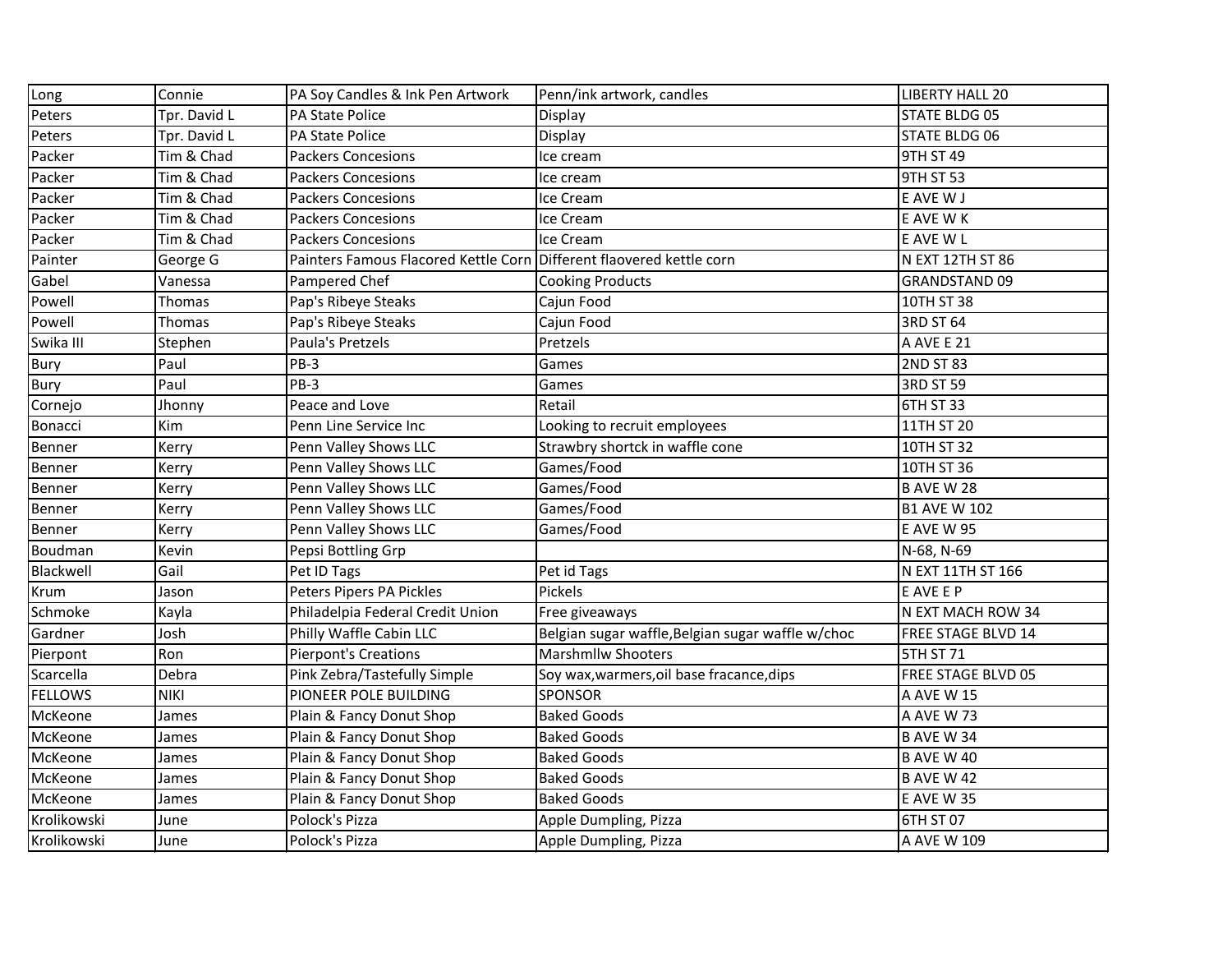| Long | Connie | PA Soy Candles & Ink Pen Artwork | Penn/ink artwork, candles | LIBERTY HALL 20 |
|---|---|---|---|---|
| Peters | Tpr. David L | PA State Police | Display | STATE BLDG 05 |
| Peters | Tpr. David L | PA State Police | Display | STATE BLDG 06 |
| Packer | Tim & Chad | Packers Concesions | Ice cream | 9TH ST 49 |
| Packer | Tim & Chad | Packers Concesions | Ice cream | 9TH ST 53 |
| Packer | Tim & Chad | Packers Concesions | Ice Cream | E AVE W J |
| Packer | Tim & Chad | Packers Concesions | Ice Cream | E AVE W K |
| Packer | Tim & Chad | Packers Concesions | Ice Cream | E AVE W L |
| Painter | George G | Painters Famous Flacored Kettle Corn | Different flaovered kettle corn | N EXT 12TH ST 86 |
| Gabel | Vanessa | Pampered Chef | Cooking Products | GRANDSTAND 09 |
| Powell | Thomas | Pap's Ribeye Steaks | Cajun Food | 10TH ST 38 |
| Powell | Thomas | Pap's Ribeye Steaks | Cajun Food | 3RD ST 64 |
| Swika III | Stephen | Paula's Pretzels | Pretzels | A AVE E 21 |
| Bury | Paul | PB-3 | Games | 2ND ST 83 |
| Bury | Paul | PB-3 | Games | 3RD ST 59 |
| Cornejo | Jhonny | Peace and Love | Retail | 6TH ST 33 |
| Bonacci | Kim | Penn Line Service Inc | Looking to recruit employees | 11TH ST 20 |
| Benner | Kerry | Penn Valley Shows LLC | Strawbry shortck in waffle cone | 10TH ST 32 |
| Benner | Kerry | Penn Valley Shows LLC | Games/Food | 10TH ST 36 |
| Benner | Kerry | Penn Valley Shows LLC | Games/Food | B AVE W 28 |
| Benner | Kerry | Penn Valley Shows LLC | Games/Food | B1 AVE W 102 |
| Benner | Kerry | Penn Valley Shows LLC | Games/Food | E AVE W 95 |
| Boudman | Kevin | Pepsi Bottling Grp | | N-68, N-69 |
| Blackwell | Gail | Pet ID Tags | Pet id Tags | N EXT 11TH ST 166 |
| Krum | Jason | Peters Pipers PA Pickles | Pickels | E AVE E P |
| Schmoke | Kayla | Philadelpia Federal Credit Union | Free giveaways | N EXT MACH ROW 34 |
| Gardner | Josh | Philly Waffle Cabin LLC | Belgian sugar waffle,Belgian sugar waffle w/choc | FREE STAGE BLVD 14 |
| Pierpont | Ron | Pierpont's Creations | Marshmllw Shooters | 5TH ST 71 |
| Scarcella | Debra | Pink Zebra/Tastefully Simple | Soy wax,warmers,oil base fracance,dips | FREE STAGE BLVD 05 |
| FELLOWS | NIKI | PIONEER POLE BUILDING | SPONSOR | A AVE W 15 |
| McKeone | James | Plain & Fancy Donut Shop | Baked Goods | A AVE W 73 |
| McKeone | James | Plain & Fancy Donut Shop | Baked Goods | B AVE W 34 |
| McKeone | James | Plain & Fancy Donut Shop | Baked Goods | B AVE W 40 |
| McKeone | James | Plain & Fancy Donut Shop | Baked Goods | B AVE W 42 |
| McKeone | James | Plain & Fancy Donut Shop | Baked Goods | E AVE W 35 |
| Krolikowski | June | Polock's Pizza | Apple Dumpling, Pizza | 6TH ST 07 |
| Krolikowski | June | Polock's Pizza | Apple Dumpling, Pizza | A AVE W 109 |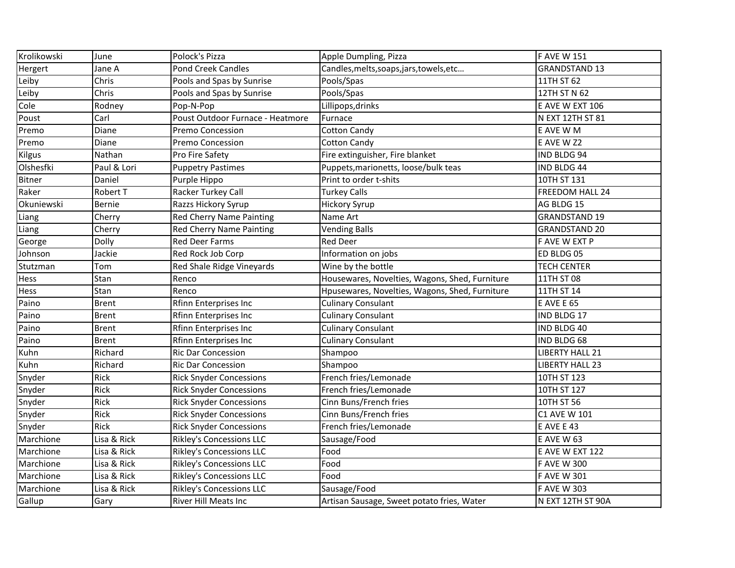| Krolikowski | June | Polock's Pizza | Apple Dumpling, Pizza | F AVE W 151 |
|---|---|---|---|---|
| Hergert | Jane A | Pond Creek Candles | Candles,melts,soaps,jars,towels,etc… | GRANDSTAND 13 |
| Leiby | Chris | Pools and Spas by Sunrise | Pools/Spas | 11TH ST 62 |
| Leiby | Chris | Pools and Spas by Sunrise | Pools/Spas | 12TH ST N 62 |
| Cole | Rodney | Pop-N-Pop | Lillipops,drinks | E AVE W EXT 106 |
| Poust | Carl | Poust Outdoor Furnace - Heatmore | Furnace | N EXT 12TH ST 81 |
| Premo | Diane | Premo Concession | Cotton Candy | E AVE W M |
| Premo | Diane | Premo Concession | Cotton Candy | E AVE W Z2 |
| Kilgus | Nathan | Pro Fire Safety | Fire extinguisher, Fire blanket | IND BLDG 94 |
| Olshesfki | Paul & Lori | Puppetry Pastimes | Puppets,marionetts, loose/bulk teas | IND BLDG 44 |
| Bitner | Daniel | Purple Hippo | Print to order t-shits | 10TH ST 131 |
| Raker | Robert T | Racker Turkey Call | Turkey Calls | FREEDOM HALL 24 |
| Okuniewski | Bernie | Razzs Hickory Syrup | Hickory Syrup | AG BLDG 15 |
| Liang | Cherry | Red Cherry Name Painting | Name Art | GRANDSTAND 19 |
| Liang | Cherry | Red Cherry Name Painting | Vending Balls | GRANDSTAND 20 |
| George | Dolly | Red Deer Farms | Red Deer | F AVE W EXT P |
| Johnson | Jackie | Red Rock Job Corp | Information on jobs | ED BLDG 05 |
| Stutzman | Tom | Red Shale Ridge Vineyards | Wine by the bottle | TECH CENTER |
| Hess | Stan | Renco | Housewares, Novelties, Wagons, Shed, Furniture | 11TH ST 08 |
| Hess | Stan | Renco | Hpusewares, Novelties, Wagons, Shed, Furniture | 11TH ST 14 |
| Paino | Brent | Rfinn Enterprises Inc | Culinary Consulant | E AVE E 65 |
| Paino | Brent | Rfinn Enterprises Inc | Culinary Consulant | IND BLDG 17 |
| Paino | Brent | Rfinn Enterprises Inc | Culinary Consulant | IND BLDG 40 |
| Paino | Brent | Rfinn Enterprises Inc | Culinary Consulant | IND BLDG 68 |
| Kuhn | Richard | Ric Dar Concession | Shampoo | LIBERTY HALL 21 |
| Kuhn | Richard | Ric Dar Concession | Shampoo | LIBERTY HALL 23 |
| Snyder | Rick | Rick Snyder Concessions | French fries/Lemonade | 10TH ST 123 |
| Snyder | Rick | Rick Snyder Concessions | French fries/Lemonade | 10TH ST 127 |
| Snyder | Rick | Rick Snyder Concessions | Cinn Buns/French fries | 10TH ST 56 |
| Snyder | Rick | Rick Snyder Concessions | Cinn Buns/French fries | C1 AVE W 101 |
| Snyder | Rick | Rick Snyder Concessions | French fries/Lemonade | E AVE E 43 |
| Marchione | Lisa & Rick | Rikley's Concessions LLC | Sausage/Food | E AVE W 63 |
| Marchione | Lisa & Rick | Rikley's Concessions LLC | Food | E AVE W EXT 122 |
| Marchione | Lisa & Rick | Rikley's Concessions LLC | Food | F AVE W 300 |
| Marchione | Lisa & Rick | Rikley's Concessions LLC | Food | F AVE W 301 |
| Marchione | Lisa & Rick | Rikley's Concessions LLC | Sausage/Food | F AVE W 303 |
| Gallup | Gary | River Hill Meats Inc | Artisan Sausage, Sweet potato fries, Water | N EXT 12TH ST 90A |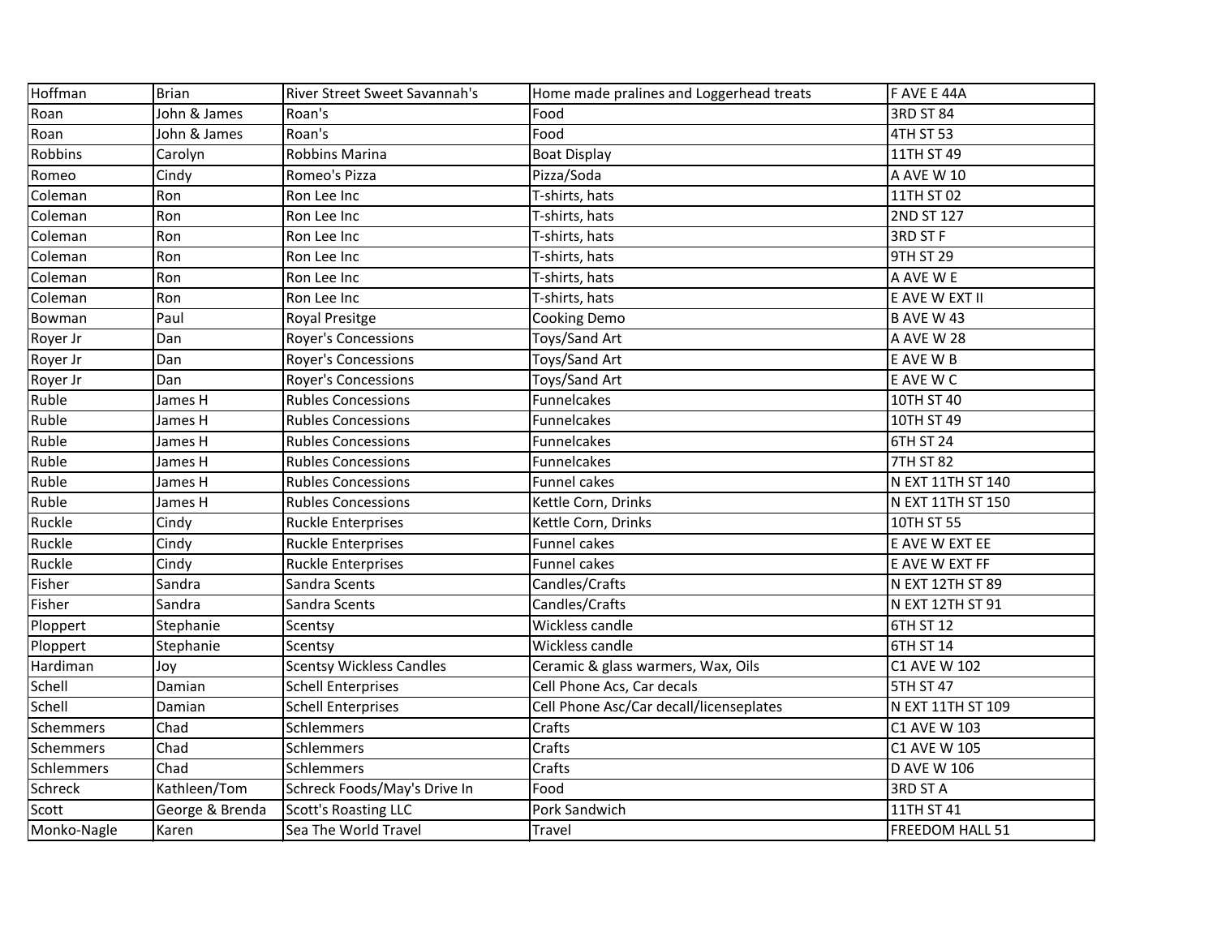| Hoffman | Brian | River Street Sweet Savannah's | Home made pralines and Loggerhead treats | F AVE E 44A |
|---|---|---|---|---|
| Roan | John & James | Roan's | Food | 3RD ST 84 |
| Roan | John & James | Roan's | Food | 4TH ST 53 |
| Robbins | Carolyn | Robbins Marina | Boat Display | 11TH ST 49 |
| Romeo | Cindy | Romeo's Pizza | Pizza/Soda | A AVE W 10 |
| Coleman | Ron | Ron Lee Inc | T-shirts, hats | 11TH ST 02 |
| Coleman | Ron | Ron Lee Inc | T-shirts, hats | 2ND ST 127 |
| Coleman | Ron | Ron Lee Inc | T-shirts, hats | 3RD ST F |
| Coleman | Ron | Ron Lee Inc | T-shirts, hats | 9TH ST 29 |
| Coleman | Ron | Ron Lee Inc | T-shirts, hats | A AVE W E |
| Coleman | Ron | Ron Lee Inc | T-shirts, hats | E AVE W EXT II |
| Bowman | Paul | Royal Presitge | Cooking Demo | B AVE W 43 |
| Royer Jr | Dan | Royer's Concessions | Toys/Sand Art | A AVE W 28 |
| Royer Jr | Dan | Royer's Concessions | Toys/Sand Art | E AVE W B |
| Royer Jr | Dan | Royer's Concessions | Toys/Sand Art | E AVE W C |
| Ruble | James H | Rubles Concessions | Funnelcakes | 10TH ST 40 |
| Ruble | James H | Rubles Concessions | Funnelcakes | 10TH ST 49 |
| Ruble | James H | Rubles Concessions | Funnelcakes | 6TH ST 24 |
| Ruble | James H | Rubles Concessions | Funnelcakes | 7TH ST 82 |
| Ruble | James H | Rubles Concessions | Funnel cakes | N EXT 11TH ST 140 |
| Ruble | James H | Rubles Concessions | Kettle Corn, Drinks | N EXT 11TH ST 150 |
| Ruckle | Cindy | Ruckle Enterprises | Kettle Corn, Drinks | 10TH ST 55 |
| Ruckle | Cindy | Ruckle Enterprises | Funnel cakes | E AVE W EXT EE |
| Ruckle | Cindy | Ruckle Enterprises | Funnel cakes | E AVE W EXT FF |
| Fisher | Sandra | Sandra Scents | Candles/Crafts | N EXT 12TH ST 89 |
| Fisher | Sandra | Sandra Scents | Candles/Crafts | N EXT 12TH ST 91 |
| Ploppert | Stephanie | Scentsy | Wickless candle | 6TH ST 12 |
| Ploppert | Stephanie | Scentsy | Wickless candle | 6TH ST 14 |
| Hardiman | Joy | Scentsy Wickless Candles | Ceramic & glass warmers, Wax, Oils | C1 AVE W 102 |
| Schell | Damian | Schell Enterprises | Cell Phone Acs, Car decals | 5TH ST 47 |
| Schell | Damian | Schell Enterprises | Cell Phone Asc/Car decall/licenseplates | N EXT 11TH ST 109 |
| Schemmers | Chad | Schlemmers | Crafts | C1 AVE W 103 |
| Schemmers | Chad | Schlemmers | Crafts | C1 AVE W 105 |
| Schlemmers | Chad | Schlemmers | Crafts | D AVE W 106 |
| Schreck | Kathleen/Tom | Schreck Foods/May's Drive In | Food | 3RD ST A |
| Scott | George & Brenda | Scott's Roasting LLC | Pork Sandwich | 11TH ST 41 |
| Monko-Nagle | Karen | Sea The World Travel | Travel | FREEDOM HALL 51 |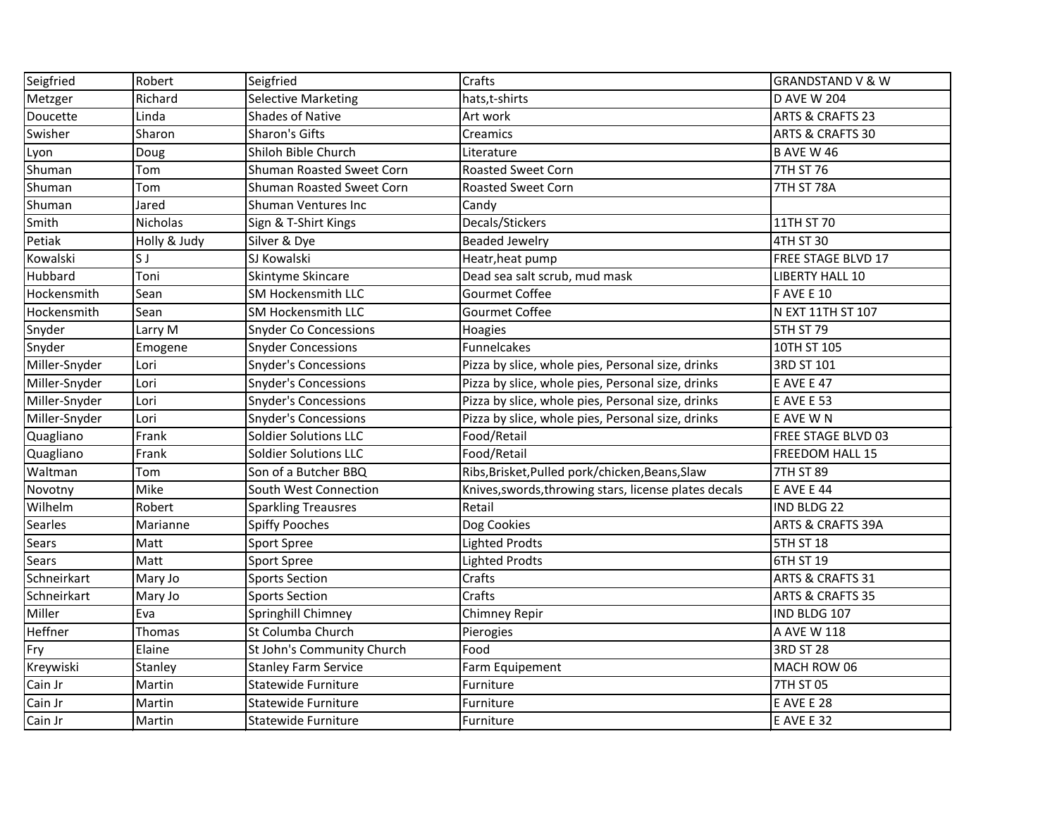| Seigfried | Robert | Seigfried | Crafts | GRANDSTAND V & W |
|---|---|---|---|---|
| Metzger | Richard | Selective Marketing | hats,t-shirts | D AVE W 204 |
| Doucette | Linda | Shades of Native | Art work | ARTS & CRAFTS 23 |
| Swisher | Sharon | Sharon's Gifts | Creamics | ARTS & CRAFTS 30 |
| Lyon | Doug | Shiloh Bible Church | Literature | B AVE W 46 |
| Shuman | Tom | Shuman Roasted Sweet Corn | Roasted Sweet Corn | 7TH ST 76 |
| Shuman | Tom | Shuman Roasted Sweet Corn | Roasted Sweet Corn | 7TH ST 78A |
| Shuman | Jared | Shuman Ventures Inc | Candy | |
| Smith | Nicholas | Sign & T-Shirt Kings | Decals/Stickers | 11TH ST 70 |
| Petiak | Holly & Judy | Silver & Dye | Beaded Jewelry | 4TH ST 30 |
| Kowalski | S J | SJ Kowalski | Heatr,heat pump | FREE STAGE BLVD 17 |
| Hubbard | Toni | Skintyme Skincare | Dead sea salt scrub, mud mask | LIBERTY HALL 10 |
| Hockensmith | Sean | SM Hockensmith LLC | Gourmet Coffee | F AVE E 10 |
| Hockensmith | Sean | SM Hockensmith LLC | Gourmet Coffee | N EXT 11TH ST 107 |
| Snyder | Larry M | Snyder Co Concessions | Hoagies | 5TH ST 79 |
| Snyder | Emogene | Snyder Concessions | Funnelcakes | 10TH ST 105 |
| Miller-Snyder | Lori | Snyder's Concessions | Pizza by slice, whole pies, Personal size, drinks | 3RD ST 101 |
| Miller-Snyder | Lori | Snyder's Concessions | Pizza by slice, whole pies, Personal size, drinks | E AVE E 47 |
| Miller-Snyder | Lori | Snyder's Concessions | Pizza by slice, whole pies, Personal size, drinks | E AVE E 53 |
| Miller-Snyder | Lori | Snyder's Concessions | Pizza by slice, whole pies, Personal size, drinks | E AVE W N |
| Quagliano | Frank | Soldier Solutions LLC | Food/Retail | FREE STAGE BLVD 03 |
| Quagliano | Frank | Soldier Solutions LLC | Food/Retail | FREEDOM HALL 15 |
| Waltman | Tom | Son of a Butcher BBQ | Ribs,Brisket,Pulled pork/chicken,Beans,Slaw | 7TH ST 89 |
| Novotny | Mike | South West Connection | Knives,swords,throwing stars, license plates decals | E AVE E 44 |
| Wilhelm | Robert | Sparkling Treausres | Retail | IND BLDG 22 |
| Searles | Marianne | Spiffy Pooches | Dog Cookies | ARTS & CRAFTS 39A |
| Sears | Matt | Sport Spree | Lighted Prodts | 5TH ST 18 |
| Sears | Matt | Sport Spree | Lighted Prodts | 6TH ST 19 |
| Schneirkart | Mary Jo | Sports Section | Crafts | ARTS & CRAFTS 31 |
| Schneirkart | Mary Jo | Sports Section | Crafts | ARTS & CRAFTS 35 |
| Miller | Eva | Springhill Chimney | Chimney Repir | IND BLDG 107 |
| Heffner | Thomas | St Columba Church | Pierogies | A AVE W 118 |
| Fry | Elaine | St John's Community Church | Food | 3RD ST 28 |
| Kreywiski | Stanley | Stanley Farm Service | Farm Equipement | MACH ROW 06 |
| Cain Jr | Martin | Statewide Furniture | Furniture | 7TH ST 05 |
| Cain Jr | Martin | Statewide Furniture | Furniture | E AVE E 28 |
| Cain Jr | Martin | Statewide Furniture | Furniture | E AVE E 32 |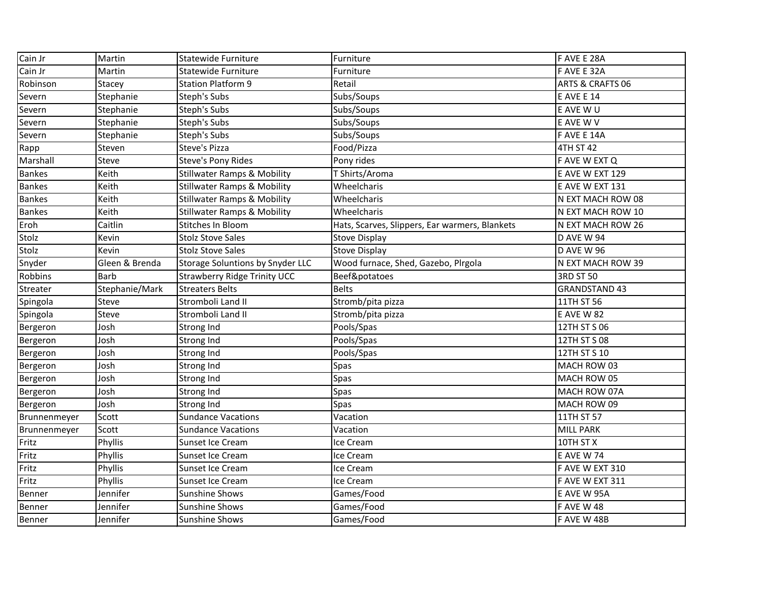| Cain Jr | Martin | Statewide Furniture | Furniture | F AVE E 28A |
|---|---|---|---|---|
| Cain Jr | Martin | Statewide Furniture | Furniture | F AVE E 32A |
| Robinson | Stacey | Station Platform 9 | Retail | ARTS & CRAFTS 06 |
| Severn | Stephanie | Steph's Subs | Subs/Soups | E AVE E 14 |
| Severn | Stephanie | Steph's Subs | Subs/Soups | E AVE W U |
| Severn | Stephanie | Steph's Subs | Subs/Soups | E AVE W V |
| Severn | Stephanie | Steph's Subs | Subs/Soups | F AVE E 14A |
| Rapp | Steven | Steve's Pizza | Food/Pizza | 4TH ST 42 |
| Marshall | Steve | Steve's Pony Rides | Pony rides | F AVE W EXT Q |
| Bankes | Keith | Stillwater Ramps & Mobility | T Shirts/Aroma | E AVE W EXT 129 |
| Bankes | Keith | Stillwater Ramps & Mobility | Wheelcharis | E AVE W EXT 131 |
| Bankes | Keith | Stillwater Ramps & Mobility | Wheelcharis | N EXT MACH ROW 08 |
| Bankes | Keith | Stillwater Ramps & Mobility | Wheelcharis | N EXT MACH ROW 10 |
| Eroh | Caitlin | Stitches In Bloom | Hats, Scarves, Slippers, Ear warmers, Blankets | N EXT MACH ROW 26 |
| Stolz | Kevin | Stolz Stove Sales | Stove Display | D AVE W 94 |
| Stolz | Kevin | Stolz Stove Sales | Stove Display | D AVE W 96 |
| Snyder | Gleen & Brenda | Storage Soluntions by Snyder LLC | Wood furnace, Shed, Gazebo, Plrgola | N EXT MACH ROW 39 |
| Robbins | Barb | Strawberry Ridge Trinity UCC | Beef&potatoes | 3RD ST 50 |
| Streater | Stephanie/Mark | Streaters Belts | Belts | GRANDSTAND 43 |
| Spingola | Steve | Stromboli Land II | Stromb/pita pizza | 11TH ST 56 |
| Spingola | Steve | Stromboli Land II | Stromb/pita pizza | E AVE W 82 |
| Bergeron | Josh | Strong Ind | Pools/Spas | 12TH ST S 06 |
| Bergeron | Josh | Strong Ind | Pools/Spas | 12TH ST S 08 |
| Bergeron | Josh | Strong Ind | Pools/Spas | 12TH ST S 10 |
| Bergeron | Josh | Strong Ind | Spas | MACH ROW 03 |
| Bergeron | Josh | Strong Ind | Spas | MACH ROW 05 |
| Bergeron | Josh | Strong Ind | Spas | MACH ROW 07A |
| Bergeron | Josh | Strong Ind | Spas | MACH ROW 09 |
| Brunnenmeyer | Scott | Sundance Vacations | Vacation | 11TH ST 57 |
| Brunnenmeyer | Scott | Sundance Vacations | Vacation | MILL PARK |
| Fritz | Phyllis | Sunset Ice Cream | Ice Cream | 10TH ST X |
| Fritz | Phyllis | Sunset Ice Cream | Ice Cream | E AVE W 74 |
| Fritz | Phyllis | Sunset Ice Cream | Ice Cream | F AVE W EXT 310 |
| Fritz | Phyllis | Sunset Ice Cream | Ice Cream | F AVE W EXT 311 |
| Benner | Jennifer | Sunshine Shows | Games/Food | E AVE W 95A |
| Benner | Jennifer | Sunshine Shows | Games/Food | F AVE W 48 |
| Benner | Jennifer | Sunshine Shows | Games/Food | F AVE W 48B |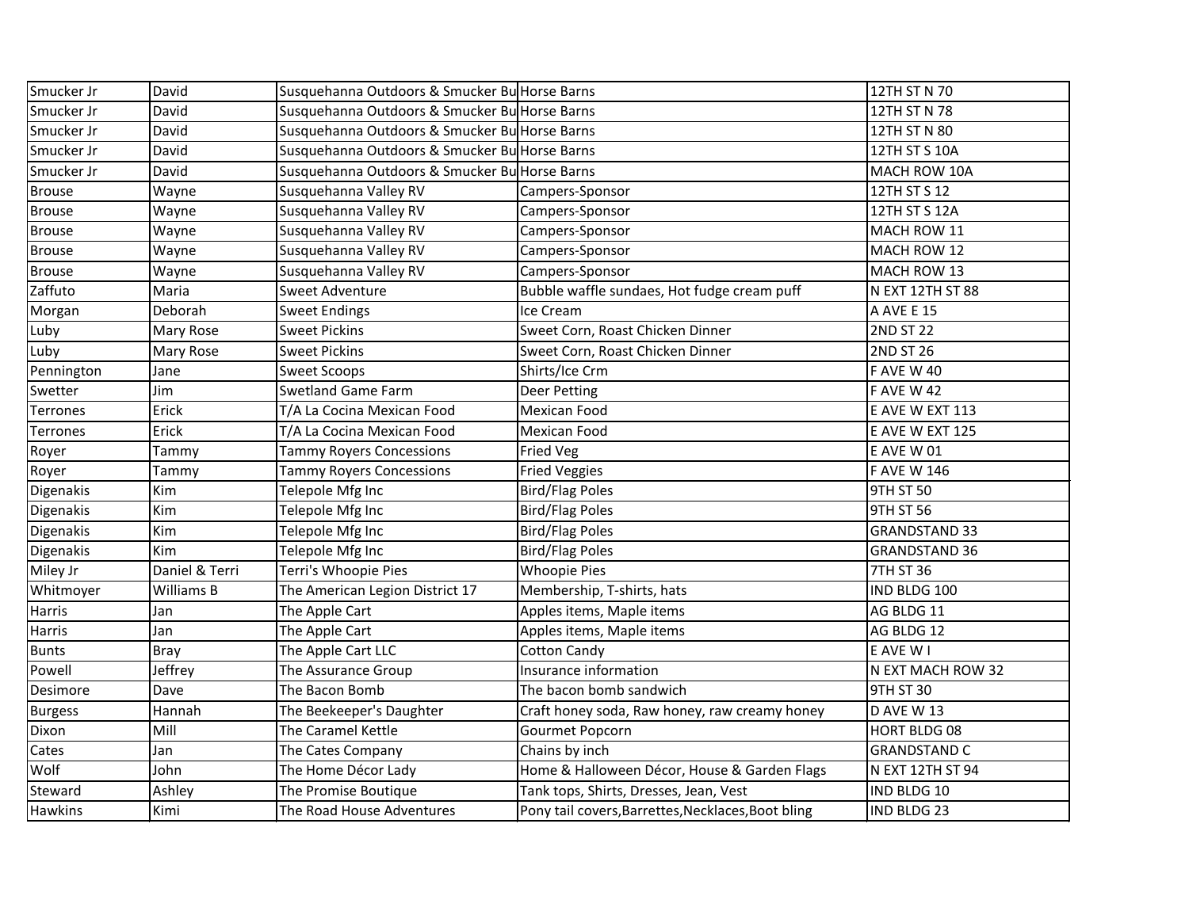| | | | | |
|---|---|---|---|---|
| Smucker Jr | David | Susquehanna Outdoors & Smucker Bu | Horse Barns | 12TH ST N 70 |
| Smucker Jr | David | Susquehanna Outdoors & Smucker Bu | Horse Barns | 12TH ST N 78 |
| Smucker Jr | David | Susquehanna Outdoors & Smucker Bu | Horse Barns | 12TH ST N 80 |
| Smucker Jr | David | Susquehanna Outdoors & Smucker Bu | Horse Barns | 12TH ST S 10A |
| Smucker Jr | David | Susquehanna Outdoors & Smucker Bu | Horse Barns | MACH ROW 10A |
| Brouse | Wayne | Susquehanna Valley RV | Campers-Sponsor | 12TH ST S 12 |
| Brouse | Wayne | Susquehanna Valley RV | Campers-Sponsor | 12TH ST S 12A |
| Brouse | Wayne | Susquehanna Valley RV | Campers-Sponsor | MACH ROW 11 |
| Brouse | Wayne | Susquehanna Valley RV | Campers-Sponsor | MACH ROW 12 |
| Brouse | Wayne | Susquehanna Valley RV | Campers-Sponsor | MACH ROW 13 |
| Zaffuto | Maria | Sweet Adventure | Bubble waffle sundaes, Hot fudge cream puff | N EXT 12TH ST 88 |
| Morgan | Deborah | Sweet Endings | Ice Cream | A AVE E 15 |
| Luby | Mary Rose | Sweet Pickins | Sweet Corn, Roast Chicken Dinner | 2ND ST 22 |
| Luby | Mary Rose | Sweet Pickins | Sweet Corn, Roast Chicken Dinner | 2ND ST 26 |
| Pennington | Jane | Sweet Scoops | Shirts/Ice Crm | F AVE W 40 |
| Swetter | Jim | Swetland Game Farm | Deer Petting | F AVE W 42 |
| Terrones | Erick | T/A La Cocina Mexican Food | Mexican Food | E AVE W EXT 113 |
| Terrones | Erick | T/A La Cocina Mexican Food | Mexican Food | E AVE W EXT 125 |
| Royer | Tammy | Tammy Royers Concessions | Fried Veg | E AVE W 01 |
| Royer | Tammy | Tammy Royers Concessions | Fried Veggies | F AVE W 146 |
| Digenakis | Kim | Telepole Mfg Inc | Bird/Flag Poles | 9TH ST 50 |
| Digenakis | Kim | Telepole Mfg Inc | Bird/Flag Poles | 9TH ST 56 |
| Digenakis | Kim | Telepole Mfg Inc | Bird/Flag Poles | GRANDSTAND 33 |
| Digenakis | Kim | Telepole Mfg Inc | Bird/Flag Poles | GRANDSTAND 36 |
| Miley Jr | Daniel & Terri | Terri's Whoopie Pies | Whoopie Pies | 7TH ST 36 |
| Whitmoyer | Williams B | The American Legion District 17 | Membership, T-shirts, hats | IND BLDG 100 |
| Harris | Jan | The Apple Cart | Apples items, Maple items | AG BLDG 11 |
| Harris | Jan | The Apple Cart | Apples items, Maple items | AG BLDG 12 |
| Bunts | Bray | The Apple Cart LLC | Cotton Candy | E AVE W I |
| Powell | Jeffrey | The Assurance Group | Insurance information | N EXT MACH ROW 32 |
| Desimore | Dave | The Bacon Bomb | The bacon bomb sandwich | 9TH ST 30 |
| Burgess | Hannah | The Beekeeper's Daughter | Craft honey soda, Raw honey, raw creamy honey | D AVE W 13 |
| Dixon | Mill | The Caramel Kettle | Gourmet Popcorn | HORT BLDG 08 |
| Cates | Jan | The Cates Company | Chains by inch | GRANDSTAND C |
| Wolf | John | The Home Décor Lady | Home & Halloween Décor, House & Garden Flags | N EXT 12TH ST 94 |
| Steward | Ashley | The Promise Boutique | Tank tops, Shirts, Dresses, Jean, Vest | IND BLDG 10 |
| Hawkins | Kimi | The Road House Adventures | Pony tail covers,Barrettes,Necklaces,Boot bling | IND BLDG 23 |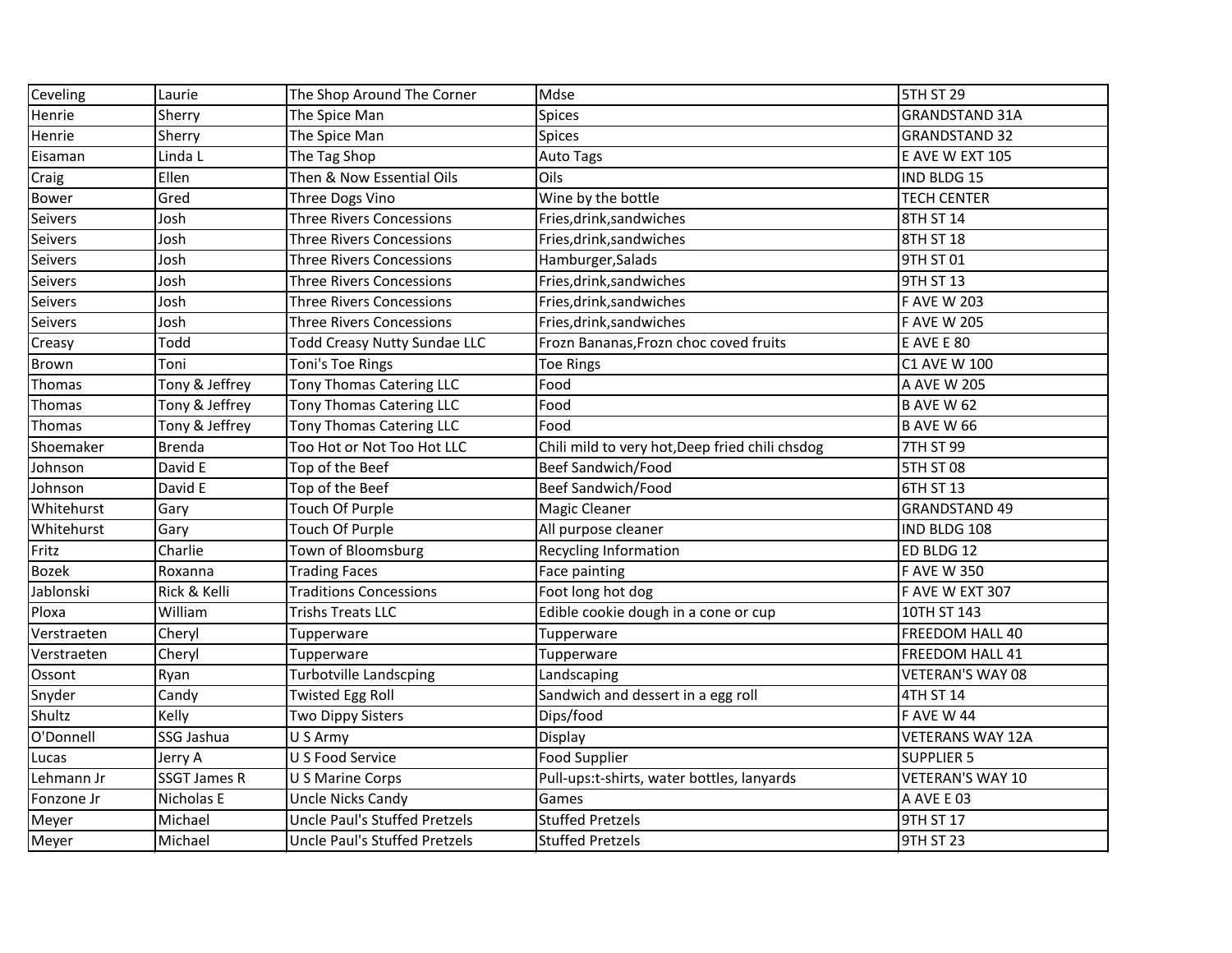| Ceveling | Laurie | The Shop Around The Corner | Mdse | 5TH ST 29 |
|---|---|---|---|---|
| Henrie | Sherry | The Spice Man | Spices | GRANDSTAND 31A |
| Henrie | Sherry | The Spice Man | Spices | GRANDSTAND 32 |
| Eisaman | Linda L | The Tag Shop | Auto Tags | E AVE W EXT 105 |
| Craig | Ellen | Then & Now Essential Oils | Oils | IND BLDG 15 |
| Bower | Gred | Three Dogs Vino | Wine by the bottle | TECH CENTER |
| Seivers | Josh | Three Rivers Concessions | Fries,drink,sandwiches | 8TH ST 14 |
| Seivers | Josh | Three Rivers Concessions | Fries,drink,sandwiches | 8TH ST 18 |
| Seivers | Josh | Three Rivers Concessions | Hamburger,Salads | 9TH ST 01 |
| Seivers | Josh | Three Rivers Concessions | Fries,drink,sandwiches | 9TH ST 13 |
| Seivers | Josh | Three Rivers Concessions | Fries,drink,sandwiches | F AVE W 203 |
| Seivers | Josh | Three Rivers Concessions | Fries,drink,sandwiches | F AVE W 205 |
| Creasy | Todd | Todd Creasy Nutty Sundae LLC | Frozn Bananas,Frozn choc coved fruits | E AVE E 80 |
| Brown | Toni | Toni's Toe Rings | Toe Rings | C1 AVE W 100 |
| Thomas | Tony & Jeffrey | Tony Thomas Catering LLC | Food | A AVE W 205 |
| Thomas | Tony & Jeffrey | Tony Thomas Catering LLC | Food | B AVE W 62 |
| Thomas | Tony & Jeffrey | Tony Thomas Catering LLC | Food | B AVE W 66 |
| Shoemaker | Brenda | Too Hot or Not Too Hot LLC | Chili mild to very hot,Deep fried chili chsdog | 7TH ST 99 |
| Johnson | David E | Top of the Beef | Beef Sandwich/Food | 5TH ST 08 |
| Johnson | David E | Top of the Beef | Beef Sandwich/Food | 6TH ST 13 |
| Whitehurst | Gary | Touch Of Purple | Magic Cleaner | GRANDSTAND 49 |
| Whitehurst | Gary | Touch Of Purple | All purpose cleaner | IND BLDG 108 |
| Fritz | Charlie | Town of Bloomsburg | Recycling Information | ED BLDG 12 |
| Bozek | Roxanna | Trading Faces | Face painting | F AVE W 350 |
| Jablonski | Rick & Kelli | Traditions Concessions | Foot long hot dog | F AVE W EXT 307 |
| Ploxa | William | Trishs Treats LLC | Edible cookie dough in a cone or cup | 10TH ST 143 |
| Verstraeten | Cheryl | Tupperware | Tupperware | FREEDOM HALL 40 |
| Verstraeten | Cheryl | Tupperware | Tupperware | FREEDOM HALL 41 |
| Ossont | Ryan | Turbotville Landscping | Landscaping | VETERAN'S WAY 08 |
| Snyder | Candy | Twisted Egg Roll | Sandwich and dessert in a egg roll | 4TH ST 14 |
| Shultz | Kelly | Two Dippy Sisters | Dips/food | F AVE W 44 |
| O'Donnell | SSG Jashua | U S Army | Display | VETERANS WAY 12A |
| Lucas | Jerry A | U S Food Service | Food Supplier | SUPPLIER 5 |
| Lehmann Jr | SSGT James R | U S Marine Corps | Pull-ups:t-shirts, water bottles, lanyards | VETERAN'S WAY 10 |
| Fonzone Jr | Nicholas E | Uncle Nicks Candy | Games | A AVE E 03 |
| Meyer | Michael | Uncle Paul's Stuffed Pretzels | Stuffed Pretzels | 9TH ST 17 |
| Meyer | Michael | Uncle Paul's Stuffed Pretzels | Stuffed Pretzels | 9TH ST 23 |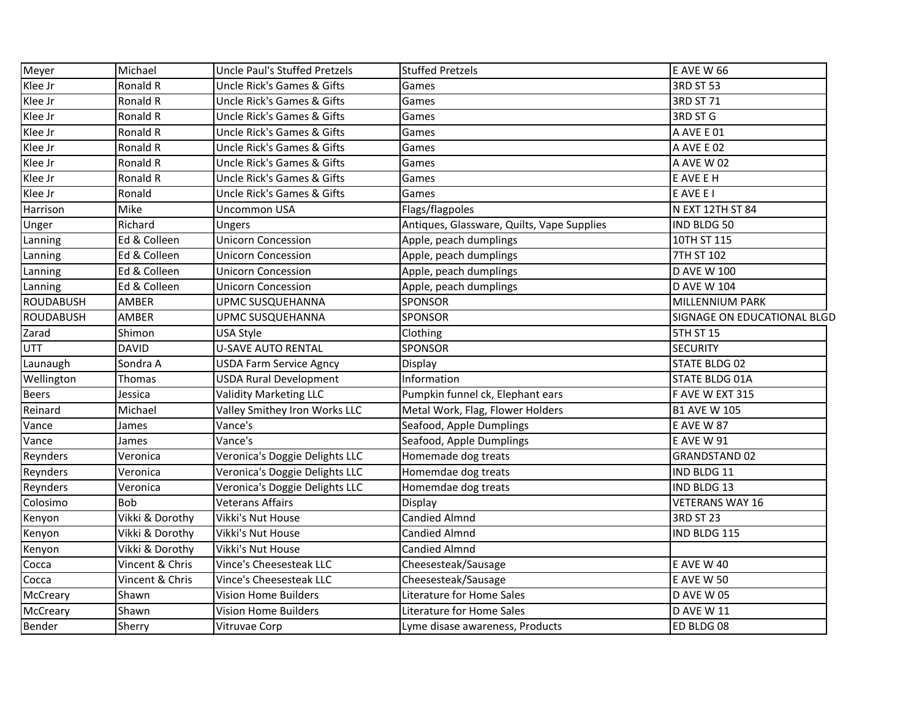| | | | | |
|---|---|---|---|---|
| Meyer | Michael | Uncle Paul's Stuffed Pretzels | Stuffed Pretzels | E AVE W 66 |
| Klee Jr | Ronald R | Uncle Rick's Games & Gifts | Games | 3RD ST 53 |
| Klee Jr | Ronald R | Uncle Rick's Games & Gifts | Games | 3RD ST 71 |
| Klee Jr | Ronald R | Uncle Rick's Games & Gifts | Games | 3RD ST G |
| Klee Jr | Ronald R | Uncle Rick's Games & Gifts | Games | A AVE E 01 |
| Klee Jr | Ronald R | Uncle Rick's Games & Gifts | Games | A AVE E 02 |
| Klee Jr | Ronald R | Uncle Rick's Games & Gifts | Games | A AVE W 02 |
| Klee Jr | Ronald R | Uncle Rick's Games & Gifts | Games | E AVE E H |
| Klee Jr | Ronald | Uncle Rick's Games & Gifts | Games | E AVE E I |
| Harrison | Mike | Uncommon USA | Flags/flagpoles | N EXT 12TH ST 84 |
| Unger | Richard | Ungers | Antiques, Glassware, Quilts, Vape Supplies | IND BLDG 50 |
| Lanning | Ed & Colleen | Unicorn Concession | Apple, peach dumplings | 10TH ST 115 |
| Lanning | Ed & Colleen | Unicorn Concession | Apple, peach dumplings | 7TH ST 102 |
| Lanning | Ed & Colleen | Unicorn Concession | Apple, peach dumplings | D AVE W 100 |
| Lanning | Ed & Colleen | Unicorn Concession | Apple, peach dumplings | D AVE W 104 |
| ROUDABUSH | AMBER | UPMC SUSQUEHANNA | SPONSOR | MILLENNIUM PARK |
| ROUDABUSH | AMBER | UPMC SUSQUEHANNA | SPONSOR | SIGNAGE ON EDUCATIONAL BLGD |
| Zarad | Shimon | USA Style | Clothing | 5TH ST 15 |
| UTT | DAVID | U-SAVE AUTO RENTAL | SPONSOR | SECURITY |
| Launaugh | Sondra A | USDA Farm Service Agncy | Display | STATE BLDG 02 |
| Wellington | Thomas | USDA Rural Development | Information | STATE BLDG 01A |
| Beers | Jessica | Validity Marketing LLC | Pumpkin funnel ck, Elephant ears | F AVE W EXT 315 |
| Reinard | Michael | Valley Smithey Iron Works LLC | Metal Work, Flag, Flower Holders | B1 AVE W 105 |
| Vance | James | Vance's | Seafood, Apple Dumplings | E AVE W 87 |
| Vance | James | Vance's | Seafood, Apple Dumplings | E AVE W 91 |
| Reynders | Veronica | Veronica's Doggie Delights LLC | Homemade dog treats | GRANDSTAND 02 |
| Reynders | Veronica | Veronica's Doggie Delights LLC | Homemdae dog treats | IND BLDG 11 |
| Reynders | Veronica | Veronica's Doggie Delights LLC | Homemdae dog treats | IND BLDG 13 |
| Colosimo | Bob | Veterans Affairs | Display | VETERANS WAY 16 |
| Kenyon | Vikki & Dorothy | Vikki's Nut House | Candied Almnd | 3RD ST 23 |
| Kenyon | Vikki & Dorothy | Vikki's Nut House | Candied Almnd | IND BLDG 115 |
| Kenyon | Vikki & Dorothy | Vikki's Nut House | Candied Almnd | |
| Cocca | Vincent & Chris | Vince's Cheesesteak LLC | Cheesesteak/Sausage | E AVE W 40 |
| Cocca | Vincent & Chris | Vince's Cheesesteak LLC | Cheesesteak/Sausage | E AVE W 50 |
| McCreary | Shawn | Vision Home Builders | Literature for Home Sales | D AVE W 05 |
| McCreary | Shawn | Vision Home Builders | Literature for Home Sales | D AVE W 11 |
| Bender | Sherry | Vitruvae Corp | Lyme disase awareness, Products | ED BLDG 08 |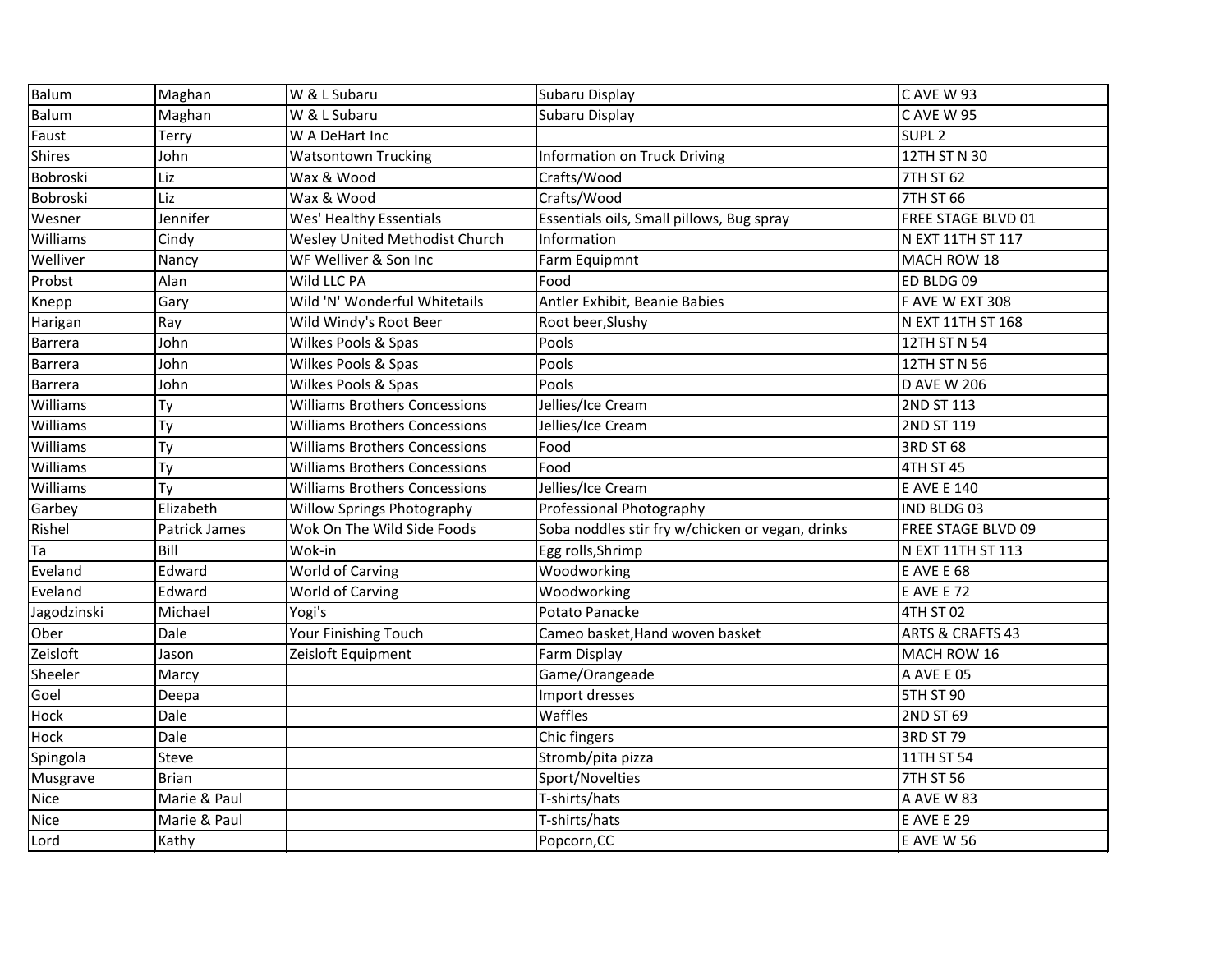| Balum | Maghan | W & L Subaru | Subaru Display | C AVE W 93 |
|---|---|---|---|---|
| Balum | Maghan | W & L Subaru | Subaru Display | C AVE W 95 |
| Faust | Terry | W A DeHart Inc | | SUPL 2 |
| Shires | John | Watsontown Trucking | Information on Truck Driving | 12TH ST N 30 |
| Bobroski | Liz | Wax & Wood | Crafts/Wood | 7TH ST 62 |
| Bobroski | Liz | Wax & Wood | Crafts/Wood | 7TH ST 66 |
| Wesner | Jennifer | Wes' Healthy Essentials | Essentials oils, Small pillows, Bug spray | FREE STAGE BLVD 01 |
| Williams | Cindy | Wesley United Methodist Church | Information | N EXT 11TH ST 117 |
| Welliver | Nancy | WF Welliver & Son Inc | Farm Equipmnt | MACH ROW 18 |
| Probst | Alan | Wild LLC PA | Food | ED BLDG 09 |
| Knepp | Gary | Wild 'N' Wonderful Whitetails | Antler Exhibit, Beanie Babies | F AVE W EXT 308 |
| Harigan | Ray | Wild Windy's Root Beer | Root beer,Slushy | N EXT 11TH ST 168 |
| Barrera | John | Wilkes Pools & Spas | Pools | 12TH ST N 54 |
| Barrera | John | Wilkes Pools & Spas | Pools | 12TH ST N 56 |
| Barrera | John | Wilkes Pools & Spas | Pools | D AVE W 206 |
| Williams | Ty | Williams Brothers Concessions | Jellies/Ice Cream | 2ND ST 113 |
| Williams | Ty | Williams Brothers Concessions | Jellies/Ice Cream | 2ND ST 119 |
| Williams | Ty | Williams Brothers Concessions | Food | 3RD ST 68 |
| Williams | Ty | Williams Brothers Concessions | Food | 4TH ST 45 |
| Williams | Ty | Williams Brothers Concessions | Jellies/Ice Cream | E AVE E 140 |
| Garbey | Elizabeth | Willow Springs Photography | Professional Photography | IND BLDG 03 |
| Rishel | Patrick James | Wok On The Wild Side Foods | Soba noddles stir fry w/chicken or vegan, drinks | FREE STAGE BLVD 09 |
| Ta | Bill | Wok-in | Egg rolls,Shrimp | N EXT 11TH ST 113 |
| Eveland | Edward | World of Carving | Woodworking | E AVE E 68 |
| Eveland | Edward | World of Carving | Woodworking | E AVE E 72 |
| Jagodzinski | Michael | Yogi's | Potato Panacke | 4TH ST 02 |
| Ober | Dale | Your Finishing Touch | Cameo basket,Hand woven basket | ARTS & CRAFTS 43 |
| Zeisloft | Jason | Zeisloft Equipment | Farm Display | MACH ROW 16 |
| Sheeler | Marcy | | Game/Orangeade | A AVE E 05 |
| Goel | Deepa | | Import dresses | 5TH ST 90 |
| Hock | Dale | | Waffles | 2ND ST 69 |
| Hock | Dale | | Chic fingers | 3RD ST 79 |
| Spingola | Steve | | Stromb/pita pizza | 11TH ST 54 |
| Musgrave | Brian | | Sport/Novelties | 7TH ST 56 |
| Nice | Marie & Paul | | T-shirts/hats | A AVE W 83 |
| Nice | Marie & Paul | | T-shirts/hats | E AVE E 29 |
| Lord | Kathy | | Popcorn,CC | E AVE W 56 |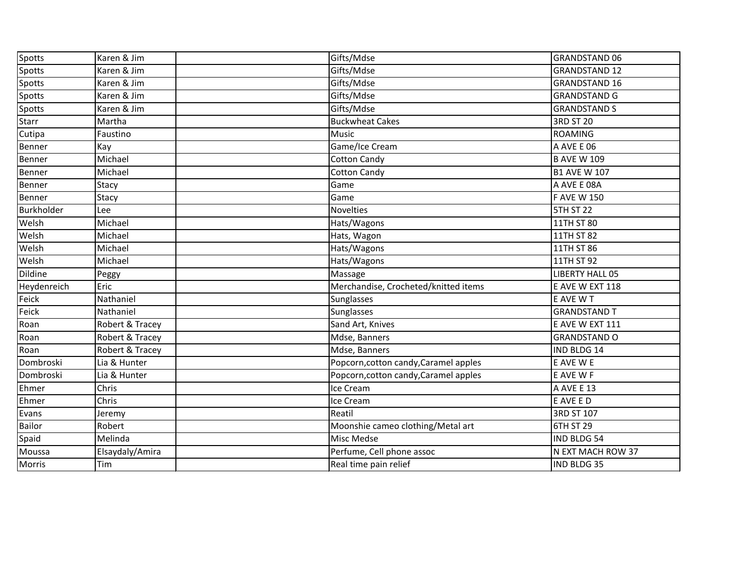| | | | | |
|---|---|---|---|---|
| Spotts | Karen & Jim | | Gifts/Mdse | GRANDSTAND 06 |
| Spotts | Karen & Jim | | Gifts/Mdse | GRANDSTAND 12 |
| Spotts | Karen & Jim | | Gifts/Mdse | GRANDSTAND 16 |
| Spotts | Karen & Jim | | Gifts/Mdse | GRANDSTAND G |
| Spotts | Karen & Jim | | Gifts/Mdse | GRANDSTAND S |
| Starr | Martha | | Buckwheat Cakes | 3RD ST 20 |
| Cutipa | Faustino | | Music | ROAMING |
| Benner | Kay | | Game/Ice Cream | A AVE E 06 |
| Benner | Michael | | Cotton Candy | B AVE W 109 |
| Benner | Michael | | Cotton Candy | B1 AVE W 107 |
| Benner | Stacy | | Game | A AVE E 08A |
| Benner | Stacy | | Game | F AVE W 150 |
| Burkholder | Lee | | Novelties | 5TH ST 22 |
| Welsh | Michael | | Hats/Wagons | 11TH ST 80 |
| Welsh | Michael | | Hats, Wagon | 11TH ST 82 |
| Welsh | Michael | | Hats/Wagons | 11TH ST 86 |
| Welsh | Michael | | Hats/Wagons | 11TH ST 92 |
| Dildine | Peggy | | Massage | LIBERTY HALL 05 |
| Heydenreich | Eric | | Merchandise, Crocheted/knitted items | E AVE W EXT 118 |
| Feick | Nathaniel | | Sunglasses | E AVE W T |
| Feick | Nathaniel | | Sunglasses | GRANDSTAND T |
| Roan | Robert & Tracey | | Sand Art, Knives | E AVE W EXT 111 |
| Roan | Robert & Tracey | | Mdse, Banners | GRANDSTAND O |
| Roan | Robert & Tracey | | Mdse, Banners | IND BLDG 14 |
| Dombroski | Lia & Hunter | | Popcorn,cotton candy,Caramel apples | E AVE W E |
| Dombroski | Lia & Hunter | | Popcorn,cotton candy,Caramel apples | E AVE W F |
| Ehmer | Chris | | Ice Cream | A AVE E 13 |
| Ehmer | Chris | | Ice Cream | E AVE E D |
| Evans | Jeremy | | Reatil | 3RD ST 107 |
| Bailor | Robert | | Moonshie cameo clothing/Metal art | 6TH ST 29 |
| Spaid | Melinda | | Misc Medse | IND BLDG 54 |
| Moussa | Elsaydaly/Amira | | Perfume, Cell phone assoc | N EXT MACH ROW 37 |
| Morris | Tim | | Real time pain relief | IND BLDG 35 |